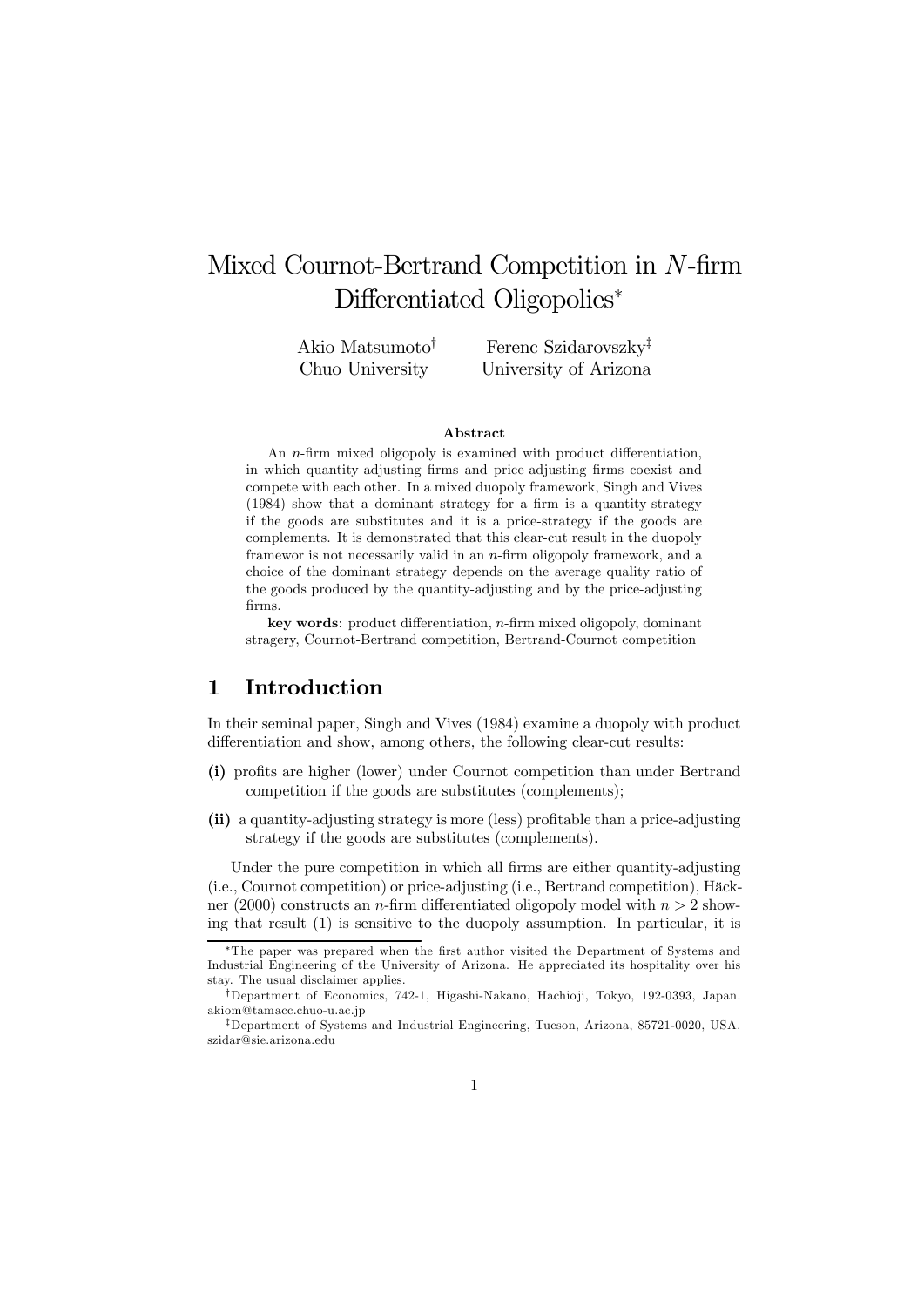# Mixed Cournot-Bertrand Competition in $N$-firm Differentiated Oligopolies*

Akio Matsumoto† Chuo University

Ferenc Szidarovszky‡ University of Arizona

### Abstract

An $n$-firm mixed oligopoly is examined with product differentiation, in which quantity-adjusting firms and price-adjusting firms coexist and compete with each other. In a mixed duopoly framework, Singh and Vives (1984) show that a dominant strategy for a firm is a quantity-strategy if the goods are substitutes and it is a price-strategy if the goods are complements. It is demonstrated that this clear-cut result in the duopoly framewor is not necessarily valid in an $n$-firm oligopoly framework, and a choice of the dominant strategy depends on the average quality ratio of the goods produced by the quantity-adjusting and by the price-adjusting firms.

**key words**: product differentiation, $n$-firm mixed oligopoly, dominant stragery, Cournot-Bertrand competition, Bertrand-Cournot competition

## 1 Introduction

In their seminal paper, Singh and Vives (1984) examine a duopoly with product differentiation and show, among others, the following clear-cut results:

**(i)** profits are higher (lower) under Cournot competition than under Bertrand competition if the goods are substitutes (complements);

**(ii)** a quantity-adjusting strategy is more (less) profitable than a price-adjusting strategy if the goods are substitutes (complements).

Under the pure competition in which all firms are either quantity-adjusting (i.e., Cournot competition) or price-adjusting (i.e., Bertrand competition), Häckner (2000) constructs an $n$-firm differentiated oligopoly model with $n > 2$ showing that result (1) is sensitive to the duopoly assumption. In particular, it is

---

*The paper was prepared when the first author visited the Department of Systems and Industrial Engineering of the University of Arizona. He appreciated its hospitality over his stay. The usual disclaimer applies.

†Department of Economics, 742-1, Higashi-Nakano, Hachioji, Tokyo, 192-0393, Japan. akiom@tamacc.chuo-u.ac.jp

‡Department of Systems and Industrial Engineering, Tucson, Arizona, 85721-0020, USA. szidar@sie.arizona.edu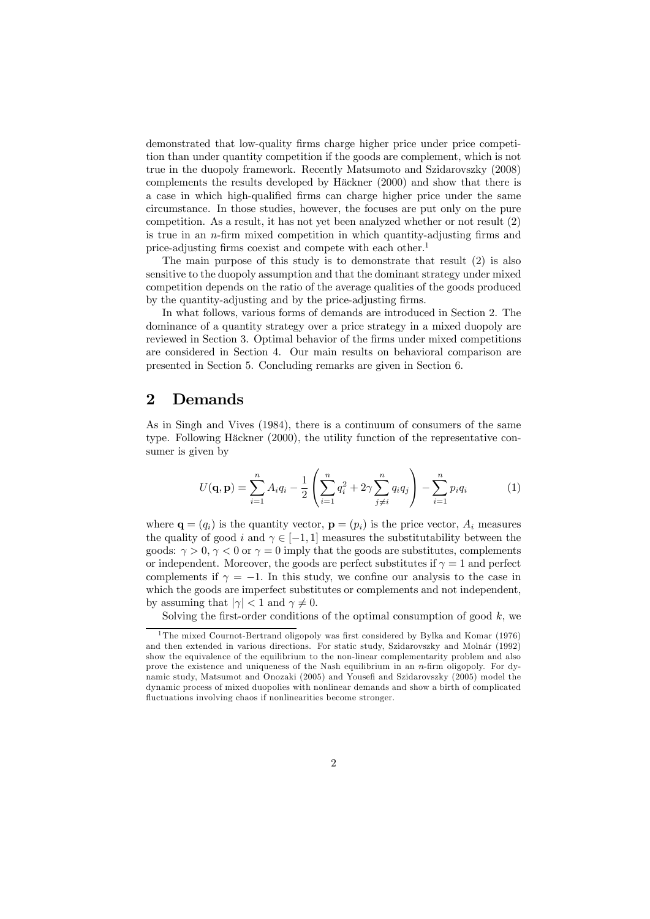demonstrated that low-quality firms charge higher price under price competition than under quantity competition if the goods are complement, which is not true in the duopoly framework. Recently Matsumoto and Szidarovszky (2008) complements the results developed by Häckner (2000) and show that there is a case in which high-qualified firms can charge higher price under the same circumstance. In those studies, however, the focuses are put only on the pure competition. As a result, it has not yet been analyzed whether or not result (2) is true in an $n$-firm mixed competition in which quantity-adjusting firms and price-adjusting firms coexist and compete with each other.[1]

The main purpose of this study is to demonstrate that result (2) is also sensitive to the duopoly assumption and that the dominant strategy under mixed competition depends on the ratio of the average qualities of the goods produced by the quantity-adjusting and by the price-adjusting firms.

In what follows, various forms of demands are introduced in Section 2. The dominance of a quantity strategy over a price strategy in a mixed duopoly are reviewed in Section 3. Optimal behavior of the firms under mixed competitions are considered in Section 4. Our main results on behavioral comparison are presented in Section 5. Concluding remarks are given in Section 6.

## 2 Demands

As in Singh and Vives (1984), there is a continuum of consumers of the same type. Following Häckner (2000), the utility function of the representative consumer is given by

$$U(\mathbf{q},\mathbf{p}) = \sum_{i=1}^{n} A_i q_i - \frac{1}{2}\left(\sum_{i=1}^{n} q_i^2 + 2\gamma \sum_{j\neq i}^{n} q_i q_j\right) - \sum_{i=1}^{n} p_i q_i \tag{1}$$

where $\mathbf{q} = (q_i)$ is the quantity vector, $\mathbf{p} = (p_i)$ is the price vector, $A_i$ measures the quality of good $i$ and $\gamma \in [-1, 1]$ measures the substitutability between the goods: $\gamma > 0$, $\gamma < 0$ or $\gamma = 0$ imply that the goods are substitutes, complements or independent. Moreover, the goods are perfect substitutes if $\gamma = 1$ and perfect complements if $\gamma = -1$. In this study, we confine our analysis to the case in which the goods are imperfect substitutes or complements and not independent, by assuming that $|\gamma| < 1$ and $\gamma \neq 0$.

Solving the first-order conditions of the optimal consumption of good $k$, we

[1] The mixed Cournot-Bertrand oligopoly was first considered by Bylka and Komar (1976) and then extended in various directions. For static study, Szidarovszky and Molnár (1992) show the equivalence of the equilibrium to the non-linear complementarity problem and also prove the existence and uniqueness of the Nash equilibrium in an $n$-firm oligopoly. For dynamic study, Matsumot and Onozaki (2005) and Yousefi and Szidarovszky (2005) model the dynamic process of mixed duopolies with nonlinear demands and show a birth of complicated fluctuations involving chaos if nonlinearities become stronger.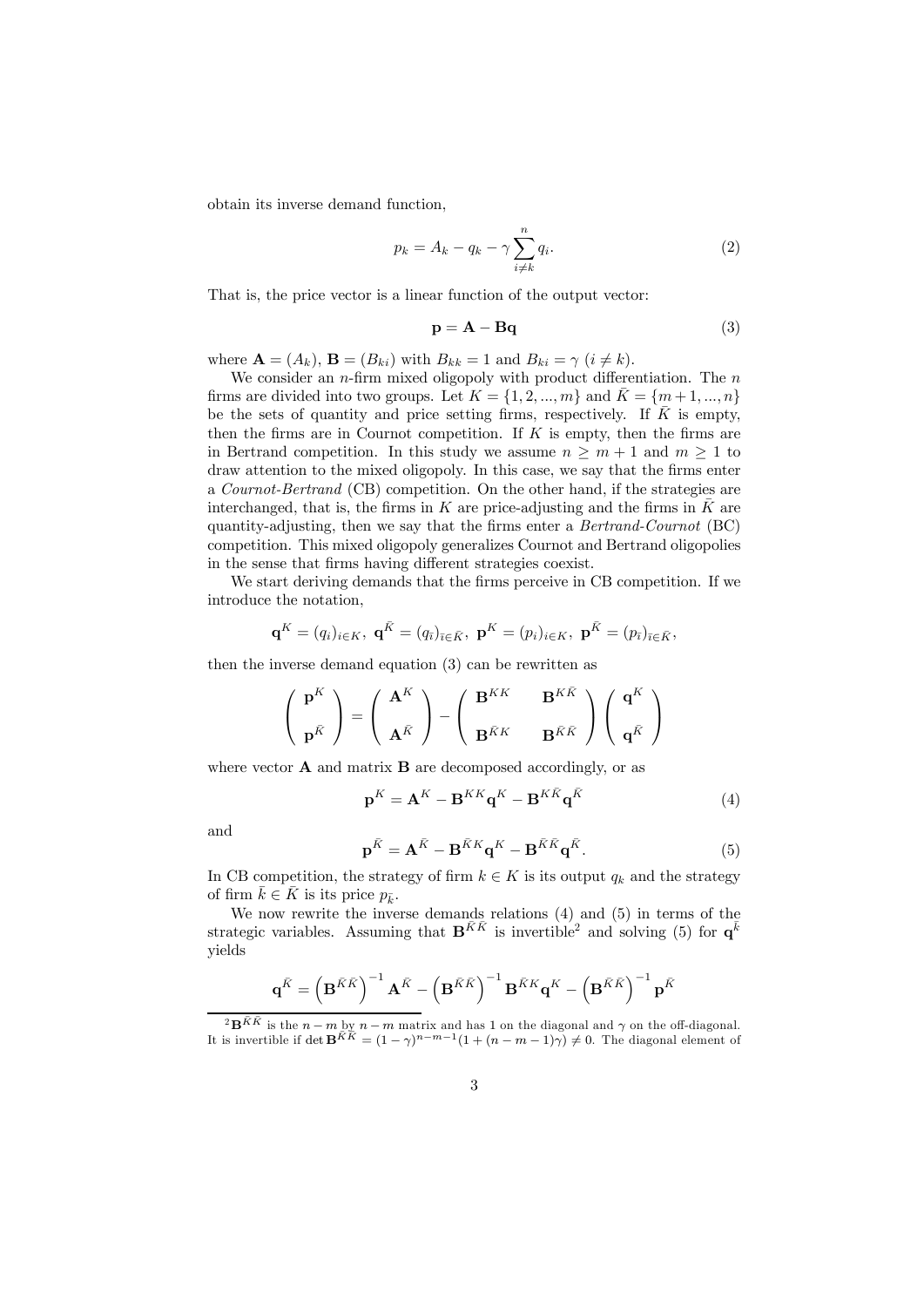obtain its inverse demand function,

$$p_k = A_k - q_k - \gamma \sum_{i \neq k}^{n} q_i. \tag{2}$$

That is, the price vector is a linear function of the output vector:

$$\mathbf{p} = \mathbf{A} - \mathbf{B}\mathbf{q} \tag{3}$$

where $\mathbf{A} = (A_k)$, $\mathbf{B} = (B_{ki})$ with $B_{kk} = 1$ and $B_{ki} = \gamma$ $(i \neq k)$.

We consider an $n$-firm mixed oligopoly with product differentiation. The $n$ firms are divided into two groups. Let $K = \{1, 2, ..., m\}$ and $\bar{K} = \{m+1, ..., n\}$ be the sets of quantity and price setting firms, respectively. If $\bar{K}$ is empty, then the firms are in Cournot competition. If $K$ is empty, then the firms are in Bertrand competition. In this study we assume $n \geq m+1$ and $m \geq 1$ to draw attention to the mixed oligopoly. In this case, we say that the firms enter a *Cournot-Bertrand* (CB) competition. On the other hand, if the strategies are interchanged, that is, the firms in $K$ are price-adjusting and the firms in $\bar{K}$ are quantity-adjusting, then we say that the firms enter a *Bertrand-Cournot* (BC) competition. This mixed oligopoly generalizes Cournot and Bertrand oligopolies in the sense that firms having different strategies coexist.

We start deriving demands that the firms perceive in CB competition. If we introduce the notation,

$$\mathbf{q}^K = (q_i)_{i \in K},\ \mathbf{q}^{\bar{K}} = (q_{\bar{\imath}})_{\bar{\imath} \in \bar{K}},\ \mathbf{p}^K = (p_i)_{i \in K},\ \mathbf{p}^{\bar{K}} = (p_{\bar{\imath}})_{\bar{\imath} \in \bar{K}},$$

then the inverse demand equation (3) can be rewritten as

$$\begin{pmatrix} \mathbf{p}^K \\ \mathbf{p}^{\bar{K}} \end{pmatrix} = \begin{pmatrix} \mathbf{A}^K \\ \mathbf{A}^{\bar{K}} \end{pmatrix} - \begin{pmatrix} \mathbf{B}^{KK} & \mathbf{B}^{K\bar{K}} \\ \mathbf{B}^{\bar{K}K} & \mathbf{B}^{\bar{K}\bar{K}} \end{pmatrix} \begin{pmatrix} \mathbf{q}^K \\ \mathbf{q}^{\bar{K}} \end{pmatrix}$$

where vector $\mathbf{A}$ and matrix $\mathbf{B}$ are decomposed accordingly, or as

$$\mathbf{p}^K = \mathbf{A}^K - \mathbf{B}^{KK}\mathbf{q}^K - \mathbf{B}^{K\bar{K}}\mathbf{q}^{\bar{K}} \tag{4}$$

and

$$\mathbf{p}^{\bar{K}} = \mathbf{A}^{\bar{K}} - \mathbf{B}^{\bar{K}K}\mathbf{q}^K - \mathbf{B}^{\bar{K}\bar{K}}\mathbf{q}^{\bar{K}}. \tag{5}$$

In CB competition, the strategy of firm $k \in K$ is its output $q_k$ and the strategy of firm $\bar{k} \in \bar{K}$ is its price $p_{\bar{k}}$.

We now rewrite the inverse demands relations (4) and (5) in terms of the strategic variables. Assuming that $\mathbf{B}^{\bar{K}\bar{K}}$ is invertible[2] and solving (5) for $\mathbf{q}^{\bar{k}}$ yields

$$\mathbf{q}^{\bar{K}} = \left(\mathbf{B}^{\bar{K}\bar{K}}\right)^{-1}\mathbf{A}^{\bar{K}} - \left(\mathbf{B}^{\bar{K}\bar{K}}\right)^{-1}\mathbf{B}^{\bar{K}K}\mathbf{q}^K - \left(\mathbf{B}^{\bar{K}\bar{K}}\right)^{-1}\mathbf{p}^{\bar{K}}$$

[2] $\mathbf{B}^{\bar{K}\bar{K}}$ is the $n-m$ by $n-m$ matrix and has 1 on the diagonal and $\gamma$ on the off-diagonal. It is invertible if $\det \mathbf{B}^{\bar{K}\bar{K}} = (1-\gamma)^{n-m-1}(1+(n-m-1)\gamma) \neq 0$. The diagonal element of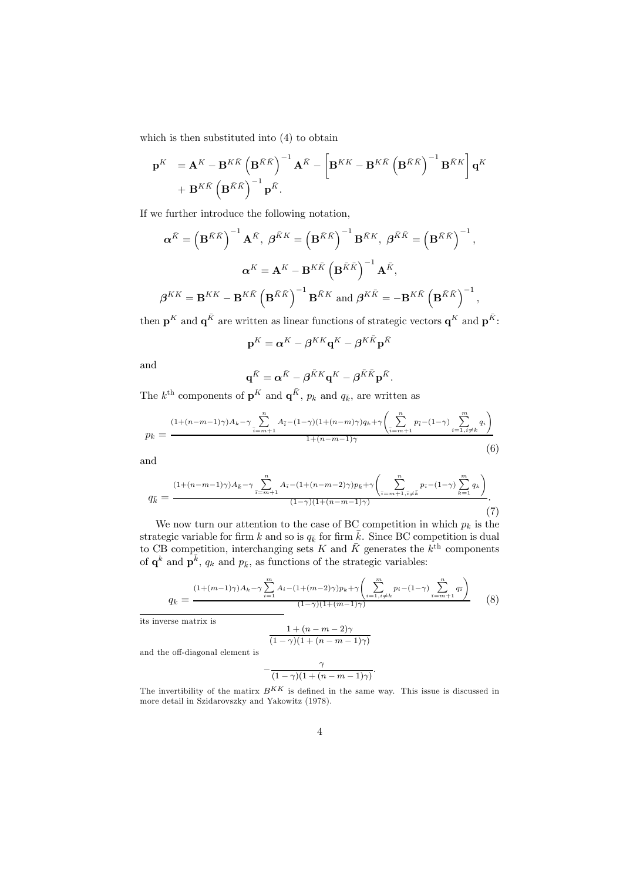which is then substituted into (4) to obtain

$$\mathbf{p}^K = \mathbf{A}^K - \mathbf{B}^{K\bar{K}} \left(\mathbf{B}^{\bar{K}\bar{K}}\right)^{-1} \mathbf{A}^{\bar{K}} - \left[\mathbf{B}^{KK} - \mathbf{B}^{K\bar{K}} \left(\mathbf{B}^{\bar{K}\bar{K}}\right)^{-1} \mathbf{B}^{\bar{K}K}\right] \mathbf{q}^K + \mathbf{B}^{K\bar{K}} \left(\mathbf{B}^{\bar{K}\bar{K}}\right)^{-1} \mathbf{p}^{\bar{K}}.$$

If we further introduce the following notation,

$$\boldsymbol{\alpha}^{\bar{K}} = \left(\mathbf{B}^{\bar{K}\bar{K}}\right)^{-1} \mathbf{A}^{\bar{K}},\ \boldsymbol{\beta}^{\bar{K}K} = \left(\mathbf{B}^{\bar{K}\bar{K}}\right)^{-1} \mathbf{B}^{\bar{K}K},\ \boldsymbol{\beta}^{\bar{K}\bar{K}} = \left(\mathbf{B}^{\bar{K}\bar{K}}\right)^{-1},$$

$$\boldsymbol{\alpha}^{K} = \mathbf{A}^K - \mathbf{B}^{K\bar{K}} \left(\mathbf{B}^{\bar{K}\bar{K}}\right)^{-1} \mathbf{A}^{\bar{K}},$$

$$\boldsymbol{\beta}^{KK} = \mathbf{B}^{KK} - \mathbf{B}^{K\bar{K}} \left(\mathbf{B}^{\bar{K}\bar{K}}\right)^{-1} \mathbf{B}^{\bar{K}K} \text{ and } \boldsymbol{\beta}^{K\bar{K}} = -\mathbf{B}^{K\bar{K}} \left(\mathbf{B}^{\bar{K}\bar{K}}\right)^{-1},$$

then $\mathbf{p}^K$ and $\mathbf{q}^{\bar{K}}$ are written as linear functions of strategic vectors $\mathbf{q}^K$ and $\mathbf{p}^{\bar{K}}$:

$$\mathbf{p}^K = \boldsymbol{\alpha}^K - \boldsymbol{\beta}^{KK}\mathbf{q}^K - \boldsymbol{\beta}^{K\bar{K}}\mathbf{p}^{\bar{K}}$$

and

$$\mathbf{q}^{\bar{K}} = \boldsymbol{\alpha}^{\bar{K}} - \boldsymbol{\beta}^{\bar{K}K}\mathbf{q}^K - \boldsymbol{\beta}^{\bar{K}\bar{K}}\mathbf{p}^{\bar{K}}.$$

The $k^{\text{th}}$ components of $\mathbf{p}^K$ and $\mathbf{q}^{\bar{K}}$, $p_k$ and $q_{\bar{k}}$, are written as

$$p_k = \frac{(1+(n-m-1)\gamma)A_k - \gamma \sum\limits_{\bar{i}=m+1}^{n} A_{\bar{i}} - (1-\gamma)(1+(n-m)\gamma)q_k + \gamma\left(\sum\limits_{\bar{i}=m+1}^{n} p_{\bar{i}} - (1-\gamma)\sum\limits_{i=1, i\neq k}^{m} q_i\right)}{1+(n-m-1)\gamma} \tag{6}$$

and

$$q_{\bar{k}} = \frac{(1+(n-m-1)\gamma)A_{\bar{k}} - \gamma \sum\limits_{\bar{i}=m+1}^{n} A_{\bar{i}} - (1+(n-m-2)\gamma)p_{\bar{k}} + \gamma\left(\sum\limits_{\bar{i}=m+1, \bar{i}\neq\bar{k}}^{n} p_{\bar{i}} - (1-\gamma)\sum\limits_{k=1}^{m} q_k\right)}{(1-\gamma)(1+(n-m-1)\gamma)}. \tag{7}$$

We now turn our attention to the case of BC competition in which $p_k$ is the strategic variable for firm $k$ and so is $q_{\bar{k}}$ for firm $\bar{k}$. Since BC competition is dual to CB competition, interchanging sets $K$ and $\bar{K}$ generates the $k^{\text{th}}$ components of $\mathbf{q}^k$ and $\mathbf{p}^{\bar{k}}$, $q_k$ and $p_{\bar{k}}$, as functions of the strategic variables:

$$q_k = \frac{(1+(m-1)\gamma)A_k - \gamma \sum\limits_{i=1}^{m} A_i - (1+(m-2)\gamma)p_k + \gamma\left(\sum\limits_{i=1, i\neq k}^{m} p_i - (1-\gamma)\sum\limits_{\bar{i}=m+1}^{n} q_{\bar{i}}\right)}{(1-\gamma)(1+(m-1)\gamma)} \tag{8}$$

---

its inverse matrix is

$$\frac{1+(n-m-2)\gamma}{(1-\gamma)(1+(n-m-1)\gamma)}$$

and the off-diagonal element is

$$-\frac{\gamma}{(1-\gamma)(1+(n-m-1)\gamma)}.$$

The invertibility of the matirx $B^{KK}$ is defined in the same way. This issue is discussed in more detail in Szidarovszky and Yakowitz (1978).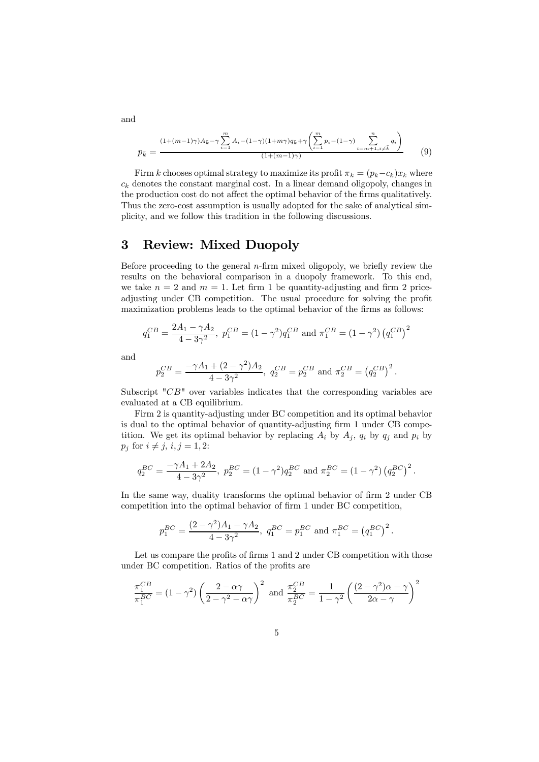and

$$p_{\bar{k}} = \frac{(1+(m-1)\gamma)A_{\bar{k}} - \gamma \sum_{i=1}^{m} A_i - (1-\gamma)(1+m\gamma)q_{\bar{k}} + \gamma \left( \sum_{i=1}^{m} p_i - (1-\gamma) \sum_{\bar{\imath}=m+1, \bar{\imath}\neq \bar{k}}^{n} q_{\bar{\imath}} \right)}{(1+(m-1)\gamma)} \tag{9}$$

Firm $k$ chooses optimal strategy to maximize its profit $\pi_k = (p_k - c_k)x_k$ where $c_k$ denotes the constant marginal cost. In a linear demand oligopoly, changes in the production cost do not affect the optimal behavior of the firms qualitatively. Thus the zero-cost assumption is usually adopted for the sake of analytical simplicity, and we follow this tradition in the following discussions.

# 3 Review: Mixed Duopoly

Before proceeding to the general $n$-firm mixed oligopoly, we briefly review the results on the behavioral comparison in a duopoly framework. To this end, we take $n = 2$ and $m = 1$. Let firm 1 be quantity-adjusting and firm 2 price-adjusting under CB competition. The usual procedure for solving the profit maximization problems leads to the optimal behavior of the firms as follows:

$$q_1^{CB} = \frac{2A_1 - \gamma A_2}{4 - 3\gamma^2},\ p_1^{CB} = (1-\gamma^2)q_1^{CB} \text{ and } \pi_1^{CB} = (1-\gamma^2)\left(q_1^{CB}\right)^2$$

and

$$p_2^{CB} = \frac{-\gamma A_1 + (2-\gamma^2)A_2}{4 - 3\gamma^2},\ q_2^{CB} = p_2^{CB} \text{ and } \pi_2^{CB} = \left(q_2^{CB}\right)^2.$$

Subscript "$CB$" over variables indicates that the corresponding variables are evaluated at a CB equilibrium.

Firm 2 is quantity-adjusting under BC competition and its optimal behavior is dual to the optimal behavior of quantity-adjusting firm 1 under CB competition. We get its optimal behavior by replacing $A_i$ by $A_j$, $q_i$ by $q_j$ and $p_i$ by $p_j$ for $i \neq j$, $i, j = 1, 2$:

$$q_2^{BC} = \frac{-\gamma A_1 + 2A_2}{4 - 3\gamma^2},\ p_2^{BC} = (1-\gamma^2)q_2^{BC} \text{ and } \pi_2^{BC} = (1-\gamma^2)\left(q_2^{BC}\right)^2.$$

In the same way, duality transforms the optimal behavior of firm 2 under CB competition into the optimal behavior of firm 1 under BC competition,

$$p_1^{BC} = \frac{(2-\gamma^2)A_1 - \gamma A_2}{4 - 3\gamma^2},\ q_1^{BC} = p_1^{BC} \text{ and } \pi_1^{BC} = \left(q_1^{BC}\right)^2.$$

Let us compare the profits of firms 1 and 2 under CB competition with those under BC competition. Ratios of the profits are

$$\frac{\pi_1^{CB}}{\pi_1^{BC}} = (1-\gamma^2)\left(\frac{2-\alpha\gamma}{2-\gamma^2-\alpha\gamma}\right)^2 \text{ and } \frac{\pi_2^{CB}}{\pi_2^{BC}} = \frac{1}{1-\gamma^2}\left(\frac{(2-\gamma^2)\alpha - \gamma}{2\alpha - \gamma}\right)^2$$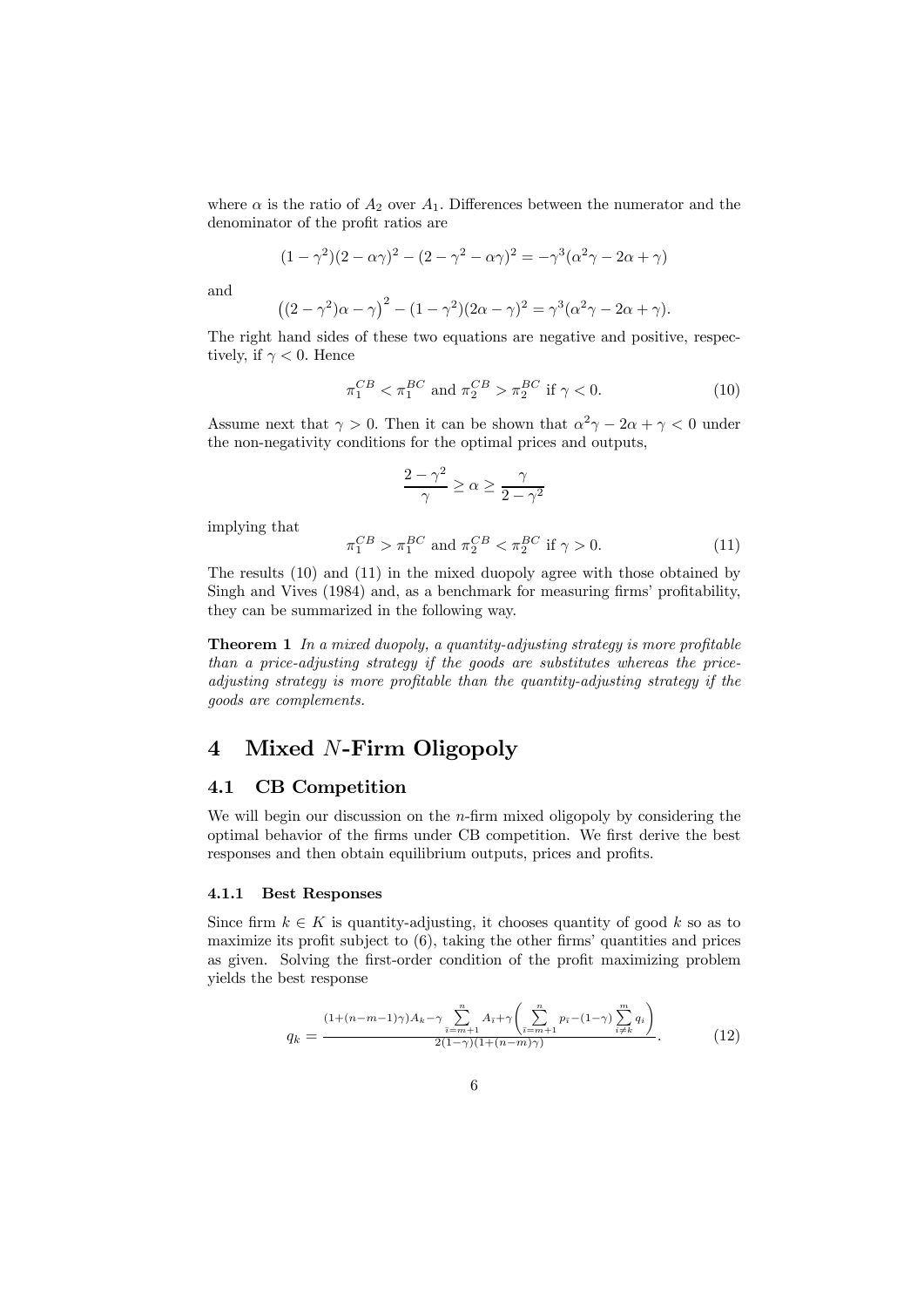where $\alpha$ is the ratio of $A_2$ over $A_1$. Differences between the numerator and the denominator of the profit ratios are

$$(1-\gamma^2)(2-\alpha\gamma)^2 - (2-\gamma^2-\alpha\gamma)^2 = -\gamma^3(\alpha^2\gamma - 2\alpha + \gamma)$$

and

$$\left((2-\gamma^2)\alpha - \gamma\right)^2 - (1-\gamma^2)(2\alpha-\gamma)^2 = \gamma^3(\alpha^2\gamma - 2\alpha + \gamma).$$

The right hand sides of these two equations are negative and positive, respectively, if $\gamma < 0$. Hence

$$\pi_1^{CB} < \pi_1^{BC} \text{ and } \pi_2^{CB} > \pi_2^{BC} \text{ if } \gamma < 0. \tag{10}$$

Assume next that $\gamma > 0$. Then it can be shown that $\alpha^2\gamma - 2\alpha + \gamma < 0$ under the non-negativity conditions for the optimal prices and outputs,

$$\frac{2-\gamma^2}{\gamma} \geq \alpha \geq \frac{\gamma}{2-\gamma^2}$$

implying that

$$\pi_1^{CB} > \pi_1^{BC} \text{ and } \pi_2^{CB} < \pi_2^{BC} \text{ if } \gamma > 0. \tag{11}$$

The results (10) and (11) in the mixed duopoly agree with those obtained by Singh and Vives (1984) and, as a benchmark for measuring firms' profitability, they can be summarized in the following way.

**Theorem 1** *In a mixed duopoly, a quantity-adjusting strategy is more profitable than a price-adjusting strategy if the goods are substitutes whereas the price-adjusting strategy is more profitable than the quantity-adjusting strategy if the goods are complements.*

# 4 Mixed $N$-Firm Oligopoly

## 4.1 CB Competition

We will begin our discussion on the $n$-firm mixed oligopoly by considering the optimal behavior of the firms under CB competition. We first derive the best responses and then obtain equilibrium outputs, prices and profits.

### 4.1.1 Best Responses

Since firm $k \in K$ is quantity-adjusting, it chooses quantity of good $k$ so as to maximize its profit subject to (6), taking the other firms' quantities and prices as given. Solving the first-order condition of the profit maximizing problem yields the best response

$$q_k = \frac{(1+(n-m-1)\gamma)A_k - \gamma \sum\limits_{\bar{\imath}=m+1}^{n} A_{\bar{\imath}} + \gamma\left(\sum\limits_{\bar{\imath}=m+1}^{n} p_{\bar{\imath}} - (1-\gamma)\sum\limits_{i\neq k}^{m} q_i\right)}{2(1-\gamma)(1+(n-m)\gamma)}. \tag{12}$$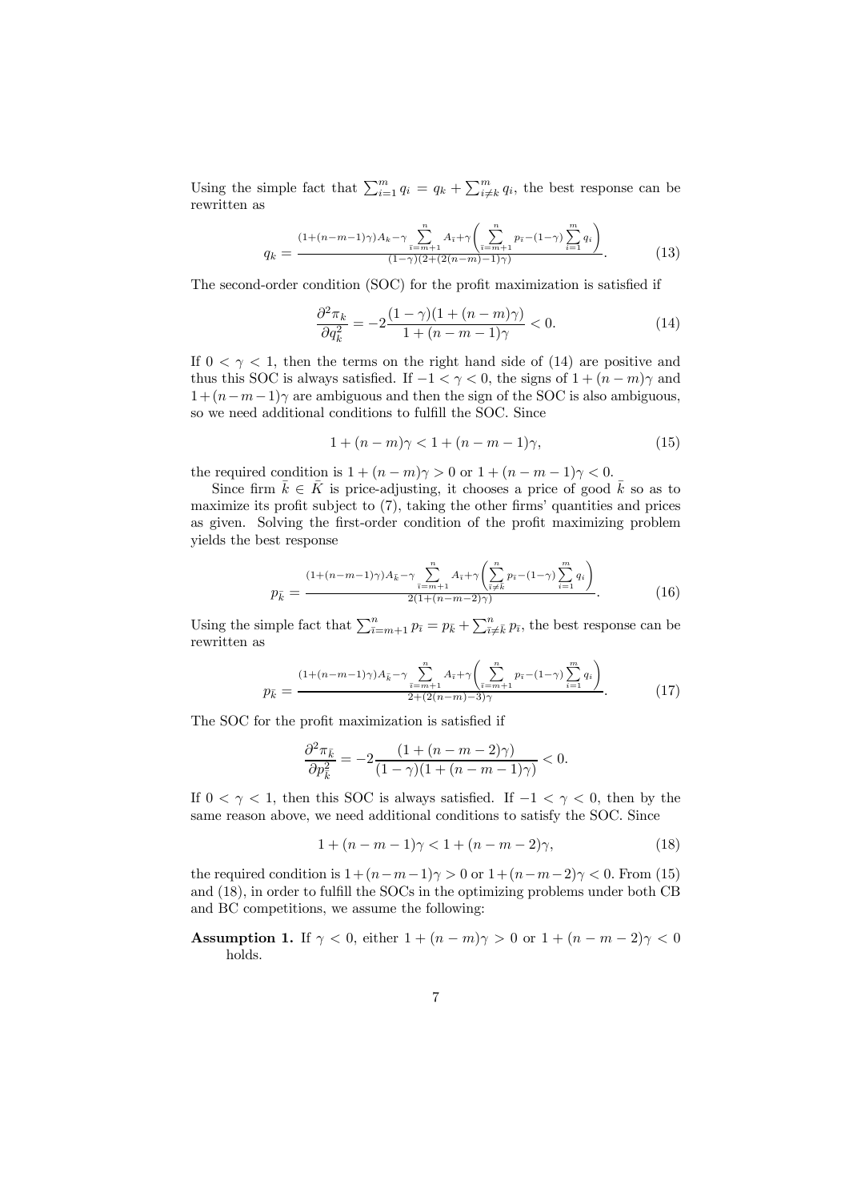Using the simple fact that $\sum_{i=1}^{m} q_i = q_k + \sum_{i \neq k}^{m} q_i$, the best response can be rewritten as

$$q_k = \frac{(1+(n-m-1)\gamma)A_k - \gamma \sum_{\bar{\imath}=m+1}^{n} A_{\bar{\imath}} + \gamma \left( \sum_{\bar{\imath}=m+1}^{n} p_{\bar{\imath}} - (1-\gamma) \sum_{i=1}^{m} q_i \right)}{(1-\gamma)(2+(2(n-m)-1)\gamma)}. \tag{13}$$

The second-order condition (SOC) for the profit maximization is satisfied if

$$\frac{\partial^2 \pi_k}{\partial q_k^2} = -2 \frac{(1-\gamma)(1+(n-m)\gamma)}{1+(n-m-1)\gamma} < 0. \tag{14}$$

If $0 < \gamma < 1$, then the terms on the right hand side of (14) are positive and thus this SOC is always satisfied. If $-1 < \gamma < 0$, the signs of $1 + (n-m)\gamma$ and $1+(n-m-1)\gamma$ are ambiguous and then the sign of the SOC is also ambiguous, so we need additional conditions to fulfill the SOC. Since

$$1 + (n-m)\gamma < 1 + (n-m-1)\gamma, \tag{15}$$

the required condition is $1 + (n-m)\gamma > 0$ or $1 + (n-m-1)\gamma < 0$.

Since firm $\bar{k} \in \bar{K}$ is price-adjusting, it chooses a price of good $\bar{k}$ so as to maximize its profit subject to (7), taking the other firms' quantities and prices as given. Solving the first-order condition of the profit maximizing problem yields the best response

$$p_{\bar{k}} = \frac{(1+(n-m-1)\gamma)A_{\bar{k}} - \gamma \sum_{\bar{\imath}=m+1}^{n} A_{\bar{\imath}} + \gamma \left( \sum_{\bar{\imath} \neq \bar{k}}^{n} p_{\bar{\imath}} - (1-\gamma) \sum_{i=1}^{m} q_i \right)}{2(1+(n-m-2)\gamma)}. \tag{16}$$

Using the simple fact that $\sum_{\bar{\imath}=m+1}^{n} p_{\bar{\imath}} = p_{\bar{k}} + \sum_{\bar{\imath} \neq \bar{k}}^{n} p_{\bar{\imath}}$, the best response can be rewritten as

$$p_{\bar{k}} = \frac{(1+(n-m-1)\gamma)A_{\bar{k}} - \gamma \sum_{\bar{\imath}=m+1}^{n} A_{\bar{\imath}} + \gamma \left( \sum_{\bar{\imath}=m+1}^{n} p_{\bar{\imath}} - (1-\gamma) \sum_{i=1}^{m} q_i \right)}{2+(2(n-m)-3)\gamma}. \tag{17}$$

The SOC for the profit maximization is satisfied if

$$\frac{\partial^2 \pi_{\bar{k}}}{\partial p_{\bar{k}}^2} = -2 \frac{(1+(n-m-2)\gamma)}{(1-\gamma)(1+(n-m-1)\gamma)} < 0.$$

If $0 < \gamma < 1$, then this SOC is always satisfied. If $-1 < \gamma < 0$, then by the same reason above, we need additional conditions to satisfy the SOC. Since

$$1 + (n-m-1)\gamma < 1 + (n-m-2)\gamma, \tag{18}$$

the required condition is $1+(n-m-1)\gamma > 0$ or $1+(n-m-2)\gamma < 0$. From (15) and (18), in order to fulfill the SOCs in the optimizing problems under both CB and BC competitions, we assume the following:

**Assumption 1.** If $\gamma < 0$, either $1 + (n-m)\gamma > 0$ or $1 + (n-m-2)\gamma < 0$ holds.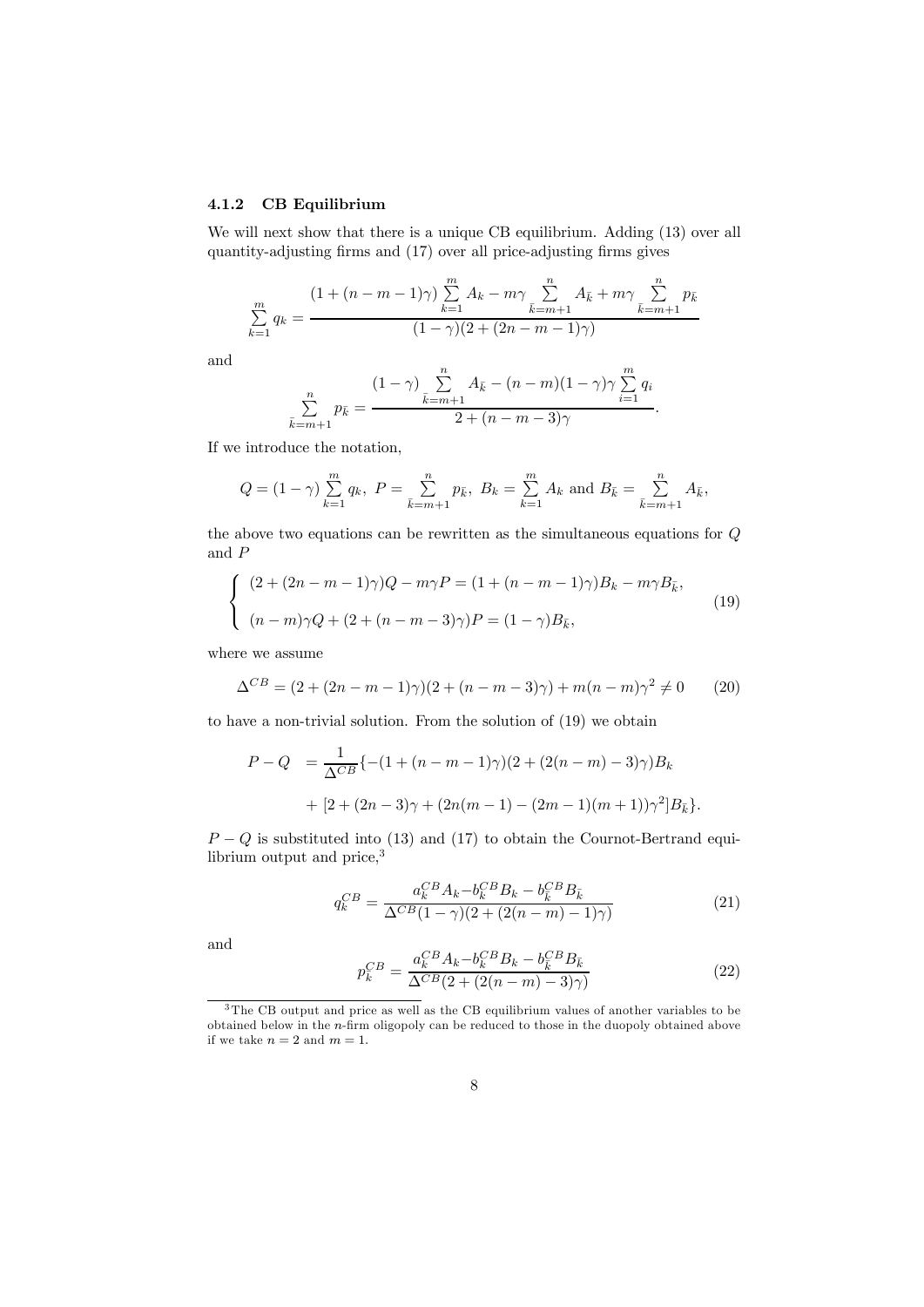### 4.1.2 CB Equilibrium

We will next show that there is a unique CB equilibrium. Adding (13) over all quantity-adjusting firms and (17) over all price-adjusting firms gives

$$\sum_{k=1}^{m} q_k = \frac{(1+(n-m-1)\gamma)\sum_{k=1}^{m} A_k - m\gamma \sum_{\bar{k}=m+1}^{n} A_{\bar{k}} + m\gamma \sum_{\bar{k}=m+1}^{n} p_{\bar{k}}}{(1-\gamma)(2+(2n-m-1)\gamma)}$$

and

$$\sum_{\bar{k}=m+1}^{n} p_{\bar{k}} = \frac{(1-\gamma)\sum_{\bar{k}=m+1}^{n} A_{\bar{k}} - (n-m)(1-\gamma)\gamma \sum_{i=1}^{m} q_i}{2+(n-m-3)\gamma}.$$

If we introduce the notation,

$$Q = (1-\gamma)\sum_{k=1}^{m} q_k,\ P = \sum_{\bar{k}=m+1}^{n} p_{\bar{k}},\ B_k = \sum_{k=1}^{m} A_k \text{ and } B_{\bar{k}} = \sum_{\bar{k}=m+1}^{n} A_{\bar{k}},$$

the above two equations can be rewritten as the simultaneous equations for $Q$ and $P$

$$\begin{cases} (2+(2n-m-1)\gamma)Q - m\gamma P = (1+(n-m-1)\gamma)B_k - m\gamma B_{\bar{k}}, \\ (n-m)\gamma Q + (2+(n-m-3)\gamma)P = (1-\gamma)B_{\bar{k}}, \end{cases} \tag{19}$$

where we assume

$$\Delta^{CB} = (2+(2n-m-1)\gamma)(2+(n-m-3)\gamma) + m(n-m)\gamma^2 \neq 0 \tag{20}$$

to have a non-trivial solution. From the solution of (19) we obtain

$$\begin{aligned} P - Q &= \frac{1}{\Delta^{CB}}\{-(1+(n-m-1)\gamma)(2+(2(n-m)-3)\gamma)B_k \\ &\quad + [2+(2n-3)\gamma + (2n(m-1)-(2m-1)(m+1))\gamma^2]B_{\bar{k}}\}. \end{aligned}$$

$P-Q$ is substituted into (13) and (17) to obtain the Cournot-Bertrand equilibrium output and price,[3]

$$q_k^{CB} = \frac{a_k^{CB}A_k - b_k^{CB}B_k - b_{\bar{k}}^{CB}B_{\bar{k}}}{\Delta^{CB}(1-\gamma)(2+(2(n-m)-1)\gamma)} \tag{21}$$

and

$$p_{\bar{k}}^{CB} = \frac{a_{\bar{k}}^{CB}A_k - b_k^{CB}B_k - b_{\bar{k}}^{CB}B_{\bar{k}}}{\Delta^{CB}(2+(2(n-m)-3)\gamma)} \tag{22}$$

[3] The CB output and price as well as the CB equilibrium values of another variables to be obtained below in the $n$-firm oligopoly can be reduced to those in the duopoly obtained above if we take $n=2$ and $m=1$.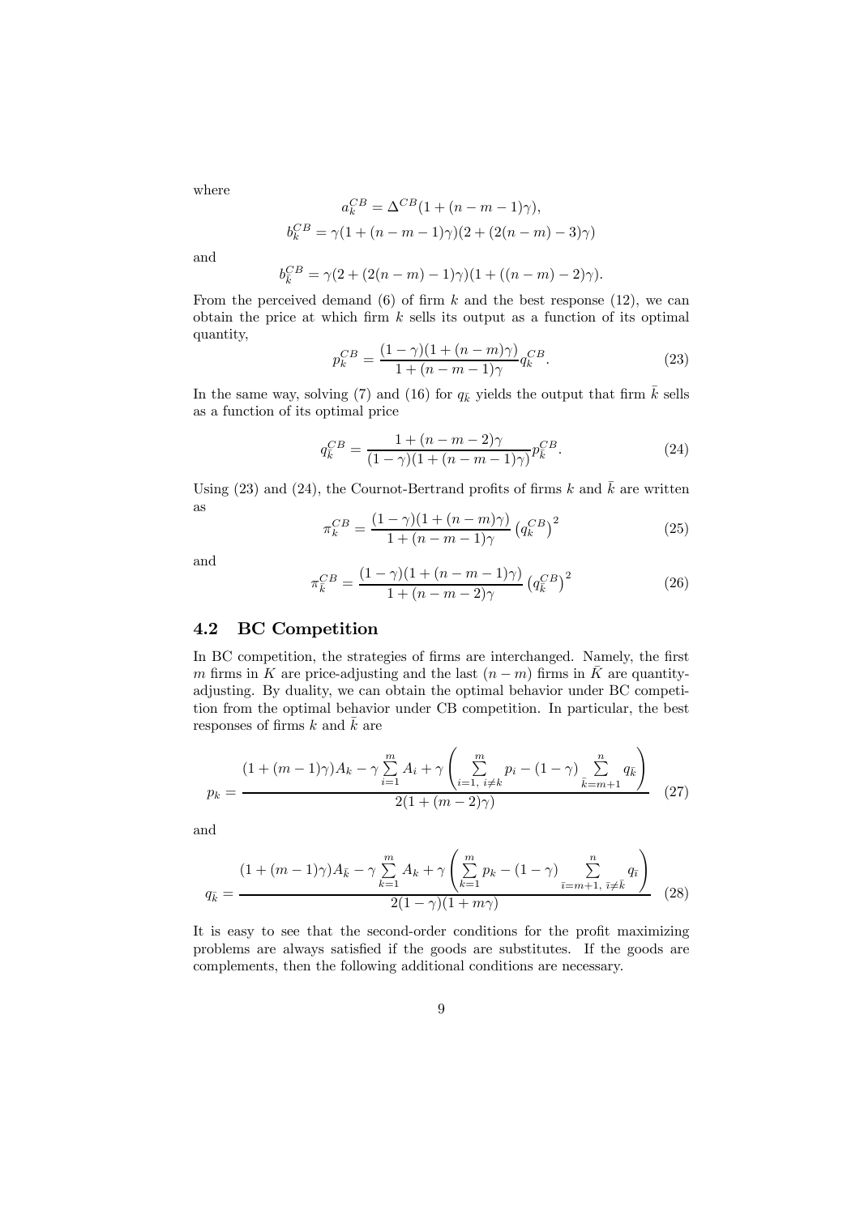where

$$a_k^{CB} = \Delta^{CB}(1 + (n - m - 1)\gamma),$$

$$b_k^{CB} = \gamma(1 + (n - m - 1)\gamma)(2 + (2(n - m) - 3)\gamma)$$

and

$$b_{\bar{k}}^{CB} = \gamma(2 + (2(n - m) - 1)\gamma)(1 + ((n - m) - 2)\gamma).$$

From the perceived demand (6) of firm $k$ and the best response (12), we can obtain the price at which firm $k$ sells its output as a function of its optimal quantity,

$$p_k^{CB} = \frac{(1 - \gamma)(1 + (n - m)\gamma)}{1 + (n - m - 1)\gamma} q_k^{CB}. \tag{23}$$

In the same way, solving (7) and (16) for $q_{\bar{k}}$ yields the output that firm $\bar{k}$ sells as a function of its optimal price

$$q_{\bar{k}}^{CB} = \frac{1 + (n - m - 2)\gamma}{(1 - \gamma)(1 + (n - m - 1)\gamma)} p_{\bar{k}}^{CB}. \tag{24}$$

Using (23) and (24), the Cournot-Bertrand profits of firms $k$ and $\bar{k}$ are written as

$$\pi_k^{CB} = \frac{(1 - \gamma)(1 + (n - m)\gamma)}{1 + (n - m - 1)\gamma} \left(q_k^{CB}\right)^2 \tag{25}$$

and

$$\pi_{\bar{k}}^{CB} = \frac{(1 - \gamma)(1 + (n - m - 1)\gamma)}{1 + (n - m - 2)\gamma} \left(q_{\bar{k}}^{CB}\right)^2 \tag{26}$$

## 4.2 BC Competition

In BC competition, the strategies of firms are interchanged. Namely, the first $m$ firms in $K$ are price-adjusting and the last $(n - m)$ firms in $\bar{K}$ are quantity-adjusting. By duality, we can obtain the optimal behavior under BC competition from the optimal behavior under CB competition. In particular, the best responses of firms $k$ and $\bar{k}$ are

$$p_k = \frac{(1 + (m - 1)\gamma)A_k - \gamma \sum\limits_{i=1}^{m} A_i + \gamma \left( \sum\limits_{i=1,\ i \neq k}^{m} p_i - (1 - \gamma) \sum\limits_{\bar{k}=m+1}^{n} q_{\bar{k}} \right)}{2(1 + (m - 2)\gamma)} \tag{27}$$

and

$$q_{\bar{k}} = \frac{(1 + (m - 1)\gamma)A_{\bar{k}} - \gamma \sum\limits_{k=1}^{m} A_k + \gamma \left( \sum\limits_{k=1}^{m} p_k - (1 - \gamma) \sum\limits_{\bar{\imath}=m+1,\ \bar{\imath} \neq \bar{k}}^{n} q_{\bar{\imath}} \right)}{2(1 - \gamma)(1 + m\gamma)} \tag{28}$$

It is easy to see that the second-order conditions for the profit maximizing problems are always satisfied if the goods are substitutes. If the goods are complements, then the following additional conditions are necessary.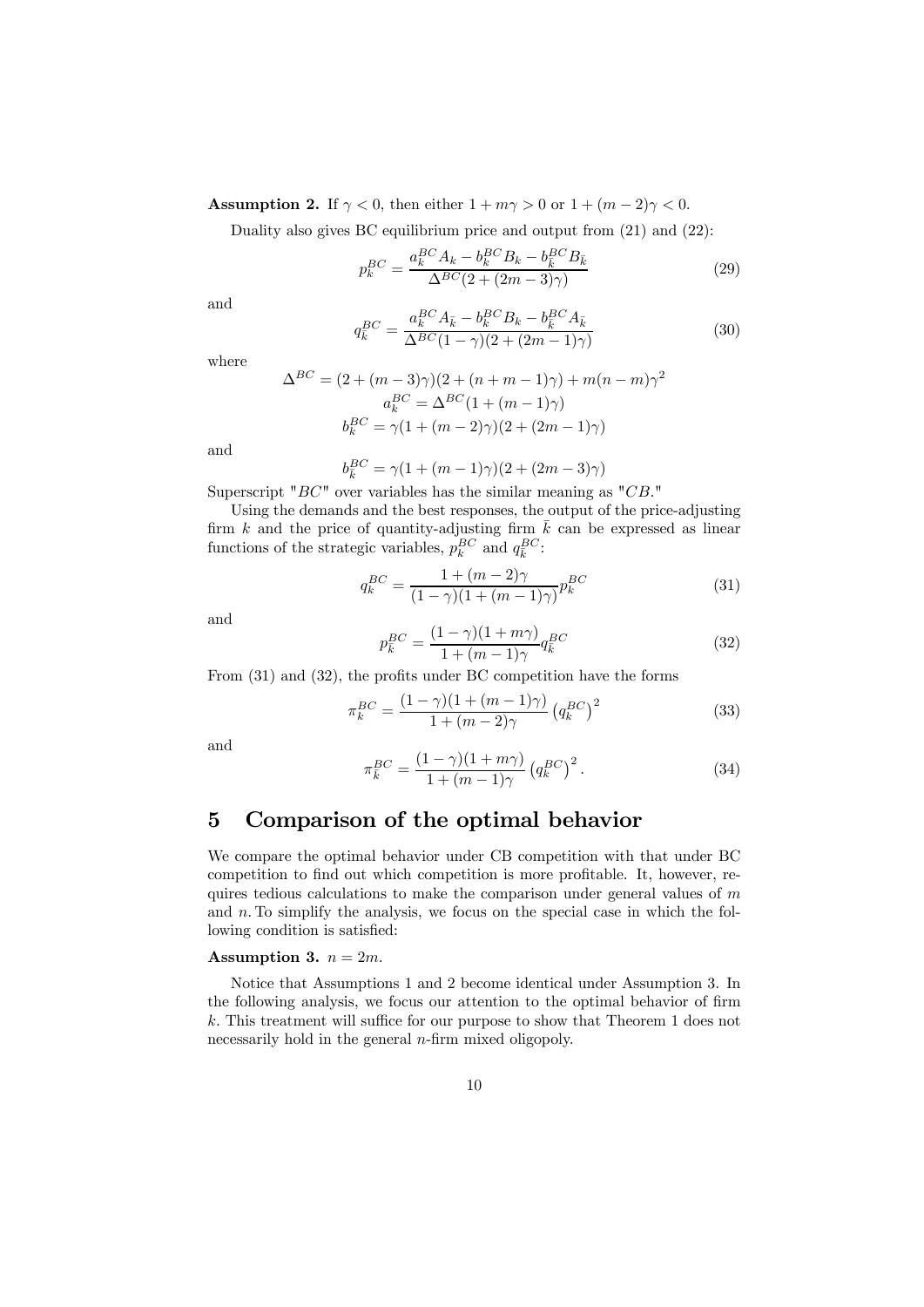**Assumption 2.** If $\gamma < 0$, then either $1 + m\gamma > 0$ or $1 + (m-2)\gamma < 0$.

Duality also gives BC equilibrium price and output from (21) and (22):

$$p_k^{BC} = \frac{a_k^{BC} A_k - b_k^{BC} B_k - b_{\bar{k}}^{BC} B_{\bar{k}}}{\Delta^{BC}(2 + (2m-3)\gamma)} \tag{29}$$

and

$$q_{\bar{k}}^{BC} = \frac{a_k^{BC} A_{\bar{k}} - b_k^{BC} B_k - b_{\bar{k}}^{BC} A_{\bar{k}}}{\Delta^{BC}(1-\gamma)(2 + (2m-1)\gamma)} \tag{30}$$

where

$$\Delta^{BC} = (2 + (m-3)\gamma)(2 + (n+m-1)\gamma) + m(n-m)\gamma^2$$
$$a_k^{BC} = \Delta^{BC}(1 + (m-1)\gamma)$$
$$b_k^{BC} = \gamma(1 + (m-2)\gamma)(2 + (2m-1)\gamma)$$

and

$$b_{\bar{k}}^{BC} = \gamma(1 + (m-1)\gamma)(2 + (2m-3)\gamma)$$

Superscript "$BC$" over variables has the similar meaning as "$CB$."

Using the demands and the best responses, the output of the price-adjusting firm $k$ and the price of quantity-adjusting firm $\bar{k}$ can be expressed as linear functions of the strategic variables, $p_k^{BC}$ and $q_{\bar{k}}^{BC}$:

$$q_k^{BC} = \frac{1 + (m-2)\gamma}{(1-\gamma)(1 + (m-1)\gamma)} p_k^{BC} \tag{31}$$

and

$$p_{\bar{k}}^{BC} = \frac{(1-\gamma)(1 + m\gamma)}{1 + (m-1)\gamma} q_{\bar{k}}^{BC} \tag{32}$$

From (31) and (32), the profits under BC competition have the forms

$$\pi_k^{BC} = \frac{(1-\gamma)(1 + (m-1)\gamma)}{1 + (m-2)\gamma} \left(q_k^{BC}\right)^2 \tag{33}$$

and

$$\pi_{\bar{k}}^{BC} = \frac{(1-\gamma)(1 + m\gamma)}{1 + (m-1)\gamma} \left(q_k^{BC}\right)^2. \tag{34}$$

# 5 Comparison of the optimal behavior

We compare the optimal behavior under CB competition with that under BC competition to find out which competition is more profitable. It, however, requires tedious calculations to make the comparison under general values of $m$ and $n$. To simplify the analysis, we focus on the special case in which the following condition is satisfied:

**Assumption 3.** $n = 2m$.

Notice that Assumptions 1 and 2 become identical under Assumption 3. In the following analysis, we focus our attention to the optimal behavior of firm $k$. This treatment will suffice for our purpose to show that Theorem 1 does not necessarily hold in the general $n$-firm mixed oligopoly.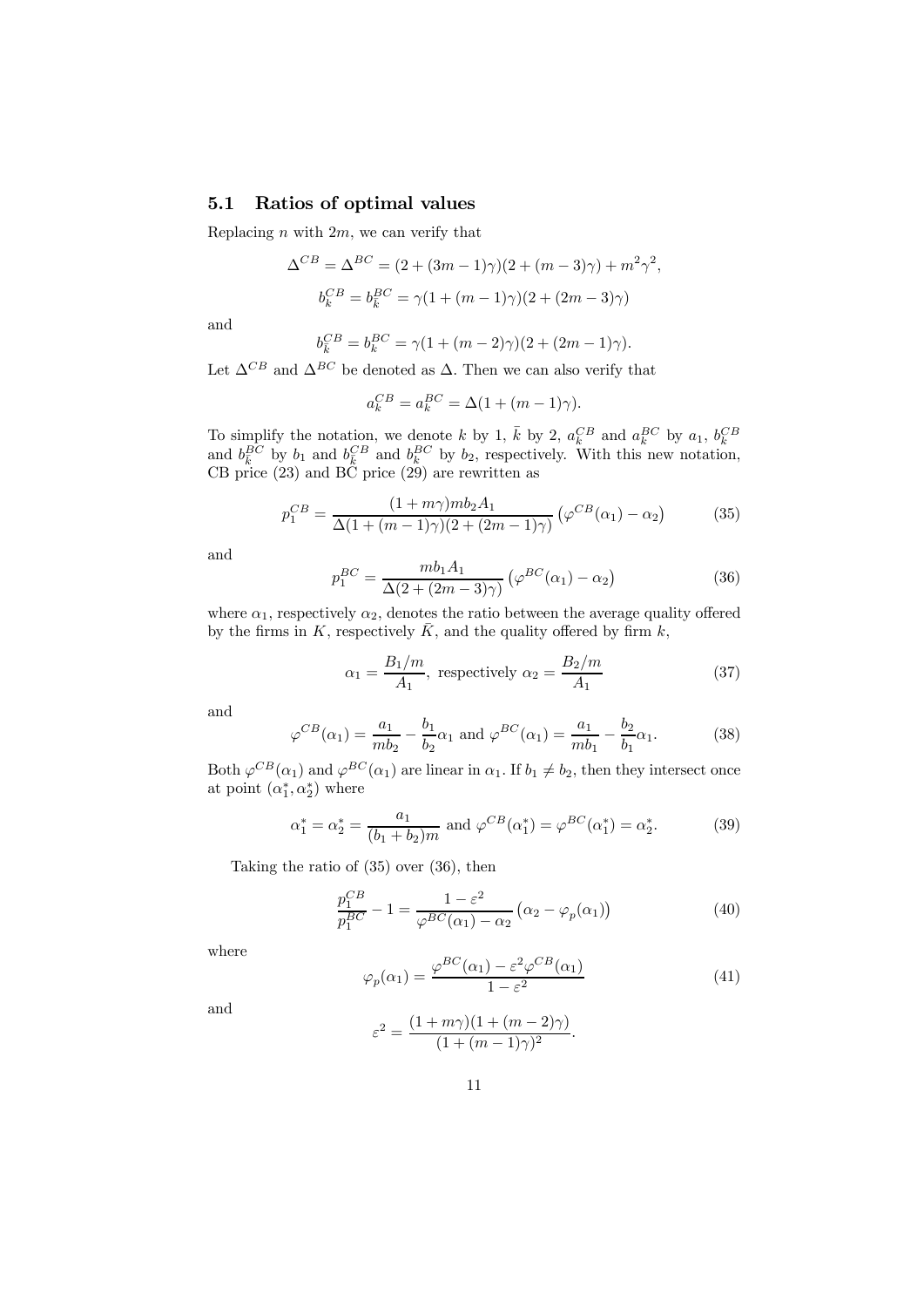## 5.1 Ratios of optimal values

Replacing $n$ with $2m$, we can verify that

$$\Delta^{CB} = \Delta^{BC} = (2 + (3m-1)\gamma)(2 + (m-3)\gamma) + m^2\gamma^2,$$

$$b_k^{CB} = b_k^{BC} = \gamma(1 + (m-1)\gamma)(2 + (2m-3)\gamma)$$

and

$$b_{\bar{k}}^{CB} = b_{\bar{k}}^{BC} = \gamma(1 + (m-2)\gamma)(2 + (2m-1)\gamma).$$

Let $\Delta^{CB}$ and $\Delta^{BC}$ be denoted as $\Delta$. Then we can also verify that

$$a_k^{CB} = a_k^{BC} = \Delta(1 + (m-1)\gamma).$$

To simplify the notation, we denote $k$ by 1, $\bar{k}$ by 2, $a_k^{CB}$ and $a_k^{BC}$ by $a_1$, $b_k^{CB}$ and $b_k^{BC}$ by $b_1$ and $b_{\bar{k}}^{CB}$ and $b_{\bar{k}}^{BC}$ by $b_2$, respectively. With this new notation, CB price (23) and BC price (29) are rewritten as

$$p_1^{CB} = \frac{(1+m\gamma)mb_2A_1}{\Delta(1+(m-1)\gamma)(2+(2m-1)\gamma)}\left(\varphi^{CB}(\alpha_1) - \alpha_2\right) \tag{35}$$

and

$$p_1^{BC} = \frac{mb_1A_1}{\Delta(2+(2m-3)\gamma)}\left(\varphi^{BC}(\alpha_1) - \alpha_2\right) \tag{36}$$

where $\alpha_1$, respectively $\alpha_2$, denotes the ratio between the average quality offered by the firms in $K$, respectively $\bar{K}$, and the quality offered by firm $k$,

$$\alpha_1 = \frac{B_1/m}{A_1}, \text{ respectively } \alpha_2 = \frac{B_2/m}{A_1} \tag{37}$$

and

$$\varphi^{CB}(\alpha_1) = \frac{a_1}{mb_2} - \frac{b_1}{b_2}\alpha_1 \text{ and } \varphi^{BC}(\alpha_1) = \frac{a_1}{mb_1} - \frac{b_2}{b_1}\alpha_1. \tag{38}$$

Both $\varphi^{CB}(\alpha_1)$ and $\varphi^{BC}(\alpha_1)$ are linear in $\alpha_1$. If $b_1 \neq b_2$, then they intersect once at point $(\alpha_1^*, \alpha_2^*)$ where

$$\alpha_1^* = \alpha_2^* = \frac{a_1}{(b_1+b_2)m} \text{ and } \varphi^{CB}(\alpha_1^*) = \varphi^{BC}(\alpha_1^*) = \alpha_2^*. \tag{39}$$

Taking the ratio of (35) over (36), then

$$\frac{p_1^{CB}}{p_1^{BC}} - 1 = \frac{1-\varepsilon^2}{\varphi^{BC}(\alpha_1) - \alpha_2}\left(\alpha_2 - \varphi_p(\alpha_1)\right) \tag{40}$$

where

$$\varphi_p(\alpha_1) = \frac{\varphi^{BC}(\alpha_1) - \varepsilon^2\varphi^{CB}(\alpha_1)}{1-\varepsilon^2} \tag{41}$$

and

$$\varepsilon^2 = \frac{(1+m\gamma)(1+(m-2)\gamma)}{(1+(m-1)\gamma)^2}.$$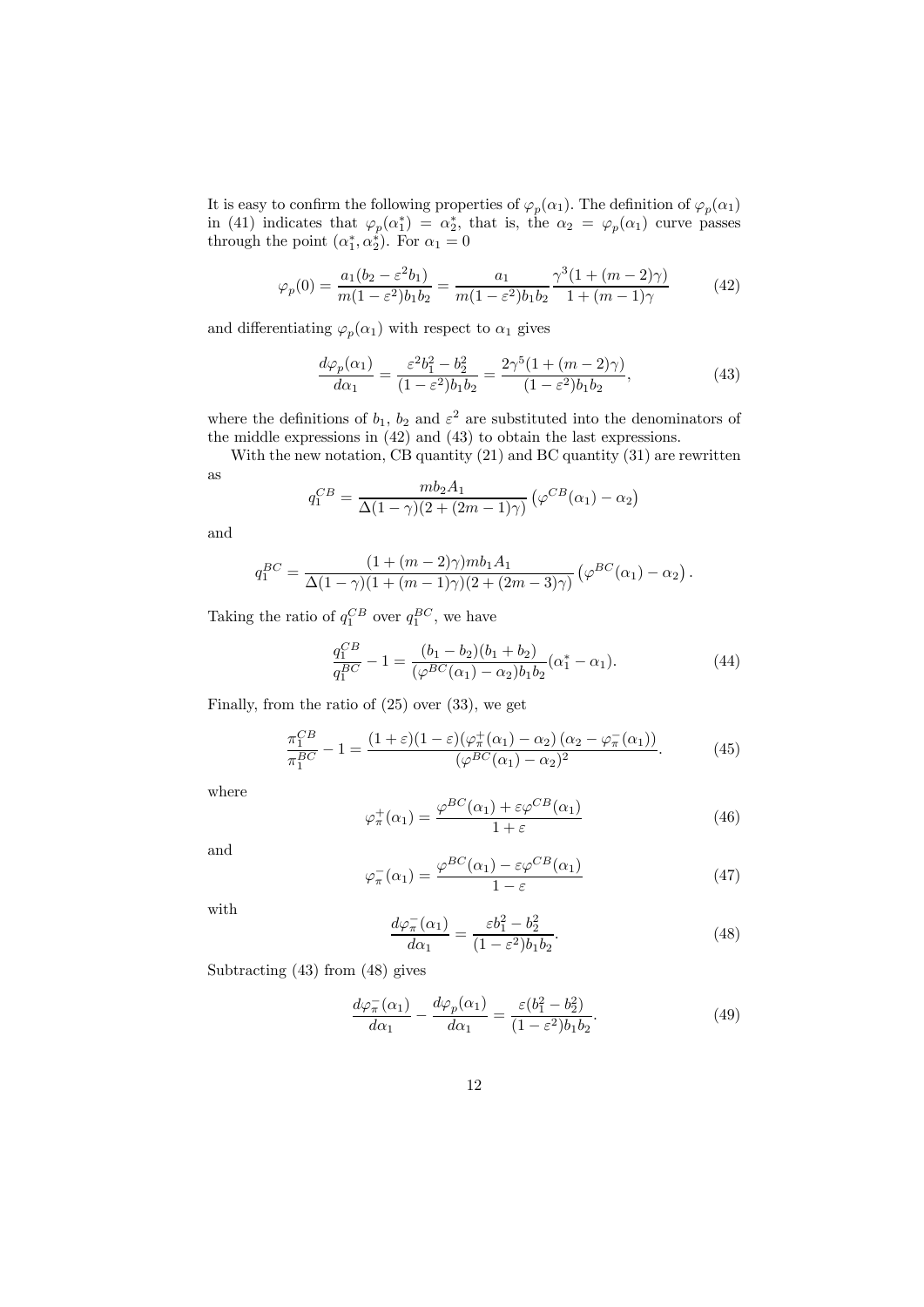It is easy to confirm the following properties of $\varphi_p(\alpha_1)$. The definition of $\varphi_p(\alpha_1)$ in (41) indicates that $\varphi_p(\alpha_1^*) = \alpha_2^*$, that is, the $\alpha_2 = \varphi_p(\alpha_1)$ curve passes through the point $(\alpha_1^*, \alpha_2^*)$. For $\alpha_1 = 0$

$$\varphi_p(0) = \frac{a_1(b_2 - \varepsilon^2 b_1)}{m(1-\varepsilon^2)b_1 b_2} = \frac{a_1}{m(1-\varepsilon^2)b_1 b_2}\frac{\gamma^3(1+(m-2)\gamma)}{1+(m-1)\gamma} \tag{42}$$

and differentiating $\varphi_p(\alpha_1)$ with respect to $\alpha_1$ gives

$$\frac{d\varphi_p(\alpha_1)}{d\alpha_1} = \frac{\varepsilon^2 b_1^2 - b_2^2}{(1-\varepsilon^2)b_1 b_2} = \frac{2\gamma^5(1+(m-2)\gamma)}{(1-\varepsilon^2)b_1 b_2}, \tag{43}$$

where the definitions of $b_1$, $b_2$ and $\varepsilon^2$ are substituted into the denominators of the middle expressions in (42) and (43) to obtain the last expressions.

With the new notation, CB quantity (21) and BC quantity (31) are rewritten as

$$q_1^{CB} = \frac{m b_2 A_1}{\Delta(1-\gamma)(2+(2m-1)\gamma)}\left(\varphi^{CB}(\alpha_1) - \alpha_2\right)$$

and

$$q_1^{BC} = \frac{(1+(m-2)\gamma)m b_1 A_1}{\Delta(1-\gamma)(1+(m-1)\gamma)(2+(2m-3)\gamma)}\left(\varphi^{BC}(\alpha_1) - \alpha_2\right).$$

Taking the ratio of $q_1^{CB}$ over $q_1^{BC}$, we have

$$\frac{q_1^{CB}}{q_1^{BC}} - 1 = \frac{(b_1 - b_2)(b_1 + b_2)}{(\varphi^{BC}(\alpha_1) - \alpha_2)b_1 b_2}(\alpha_1^* - \alpha_1). \tag{44}$$

Finally, from the ratio of (25) over (33), we get

$$\frac{\pi_1^{CB}}{\pi_1^{BC}} - 1 = \frac{(1+\varepsilon)(1-\varepsilon)(\varphi_\pi^+(\alpha_1) - \alpha_2)\left(\alpha_2 - \varphi_\pi^-(\alpha_1)\right)}{(\varphi^{BC}(\alpha_1) - \alpha_2)^2}. \tag{45}$$

where

$$\varphi_\pi^+(\alpha_1) = \frac{\varphi^{BC}(\alpha_1) + \varepsilon\varphi^{CB}(\alpha_1)}{1+\varepsilon} \tag{46}$$

and

$$\varphi_\pi^-(\alpha_1) = \frac{\varphi^{BC}(\alpha_1) - \varepsilon\varphi^{CB}(\alpha_1)}{1-\varepsilon} \tag{47}$$

with

$$\frac{d\varphi_\pi^-(\alpha_1)}{d\alpha_1} = \frac{\varepsilon b_1^2 - b_2^2}{(1-\varepsilon^2)b_1 b_2}. \tag{48}$$

Subtracting (43) from (48) gives

$$\frac{d\varphi_\pi^-(\alpha_1)}{d\alpha_1} - \frac{d\varphi_p(\alpha_1)}{d\alpha_1} = \frac{\varepsilon(b_1^2 - b_2^2)}{(1-\varepsilon^2)b_1 b_2}. \tag{49}$$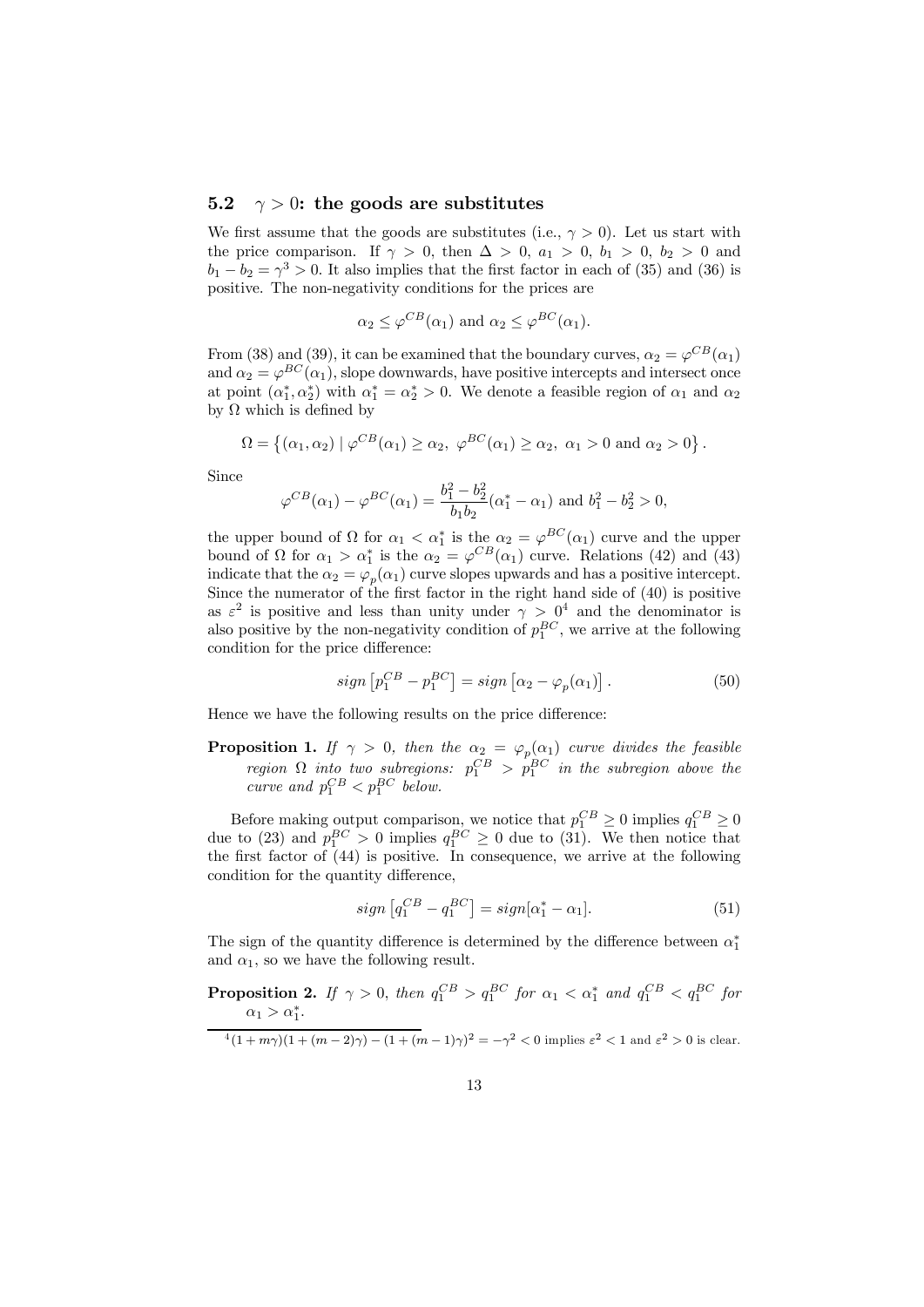### 5.2 $\gamma > 0$: the goods are substitutes

We first assume that the goods are substitutes (i.e., $\gamma > 0$). Let us start with the price comparison. If $\gamma > 0$, then $\Delta > 0$, $a_1 > 0$, $b_1 > 0$, $b_2 > 0$ and $b_1 - b_2 = \gamma^3 > 0$. It also implies that the first factor in each of (35) and (36) is positive. The non-negativity conditions for the prices are

$$\alpha_2 \leq \varphi^{CB}(\alpha_1) \text{ and } \alpha_2 \leq \varphi^{BC}(\alpha_1).$$

From (38) and (39), it can be examined that the boundary curves, $\alpha_2 = \varphi^{CB}(\alpha_1)$ and $\alpha_2 = \varphi^{BC}(\alpha_1)$, slope downwards, have positive intercepts and intersect once at point $(\alpha_1^*, \alpha_2^*)$ with $\alpha_1^* = \alpha_2^* > 0$. We denote a feasible region of $\alpha_1$ and $\alpha_2$ by $\Omega$ which is defined by

$$\Omega = \left\{ (\alpha_1, \alpha_2) \mid \varphi^{CB}(\alpha_1) \geq \alpha_2,\ \varphi^{BC}(\alpha_1) \geq \alpha_2,\ \alpha_1 > 0 \text{ and } \alpha_2 > 0 \right\}.$$

Since

$$\varphi^{CB}(\alpha_1) - \varphi^{BC}(\alpha_1) = \frac{b_1^2 - b_2^2}{b_1 b_2}(\alpha_1^* - \alpha_1) \text{ and } b_1^2 - b_2^2 > 0,$$

the upper bound of $\Omega$ for $\alpha_1 < \alpha_1^*$ is the $\alpha_2 = \varphi^{BC}(\alpha_1)$ curve and the upper bound of $\Omega$ for $\alpha_1 > \alpha_1^*$ is the $\alpha_2 = \varphi^{CB}(\alpha_1)$ curve. Relations (42) and (43) indicate that the $\alpha_2 = \varphi_p(\alpha_1)$ curve slopes upwards and has a positive intercept. Since the numerator of the first factor in the right hand side of (40) is positive as $\varepsilon^2$ is positive and less than unity under $\gamma > 0$[4] and the denominator is also positive by the non-negativity condition of $p_1^{BC}$, we arrive at the following condition for the price difference:

$$sign\left[p_1^{CB} - p_1^{BC}\right] = sign\left[\alpha_2 - \varphi_p(\alpha_1)\right]. \tag{50}$$

Hence we have the following results on the price difference:

**Proposition 1.** *If $\gamma > 0$, then the $\alpha_2 = \varphi_p(\alpha_1)$ curve divides the feasible region $\Omega$ into two subregions: $p_1^{CB} > p_1^{BC}$ in the subregion above the curve and $p_1^{CB} < p_1^{BC}$ below.*

Before making output comparison, we notice that $p_1^{CB} \geq 0$ implies $q_1^{CB} \geq 0$ due to (23) and $p_1^{BC} > 0$ implies $q_1^{BC} \geq 0$ due to (31). We then notice that the first factor of (44) is positive. In consequence, we arrive at the following condition for the quantity difference,

$$sign\left[q_1^{CB} - q_1^{BC}\right] = sign[\alpha_1^* - \alpha_1]. \tag{51}$$

The sign of the quantity difference is determined by the difference between $\alpha_1^*$ and $\alpha_1$, so we have the following result.

**Proposition 2.** *If $\gamma > 0$, then $q_1^{CB} > q_1^{BC}$ for $\alpha_1 < \alpha_1^*$ and $q_1^{CB} < q_1^{BC}$ for $\alpha_1 > \alpha_1^*$.*

[4] $(1 + m\gamma)(1 + (m-2)\gamma) - (1 + (m-1)\gamma)^2 = -\gamma^2 < 0$ implies $\varepsilon^2 < 1$ and $\varepsilon^2 > 0$ is clear.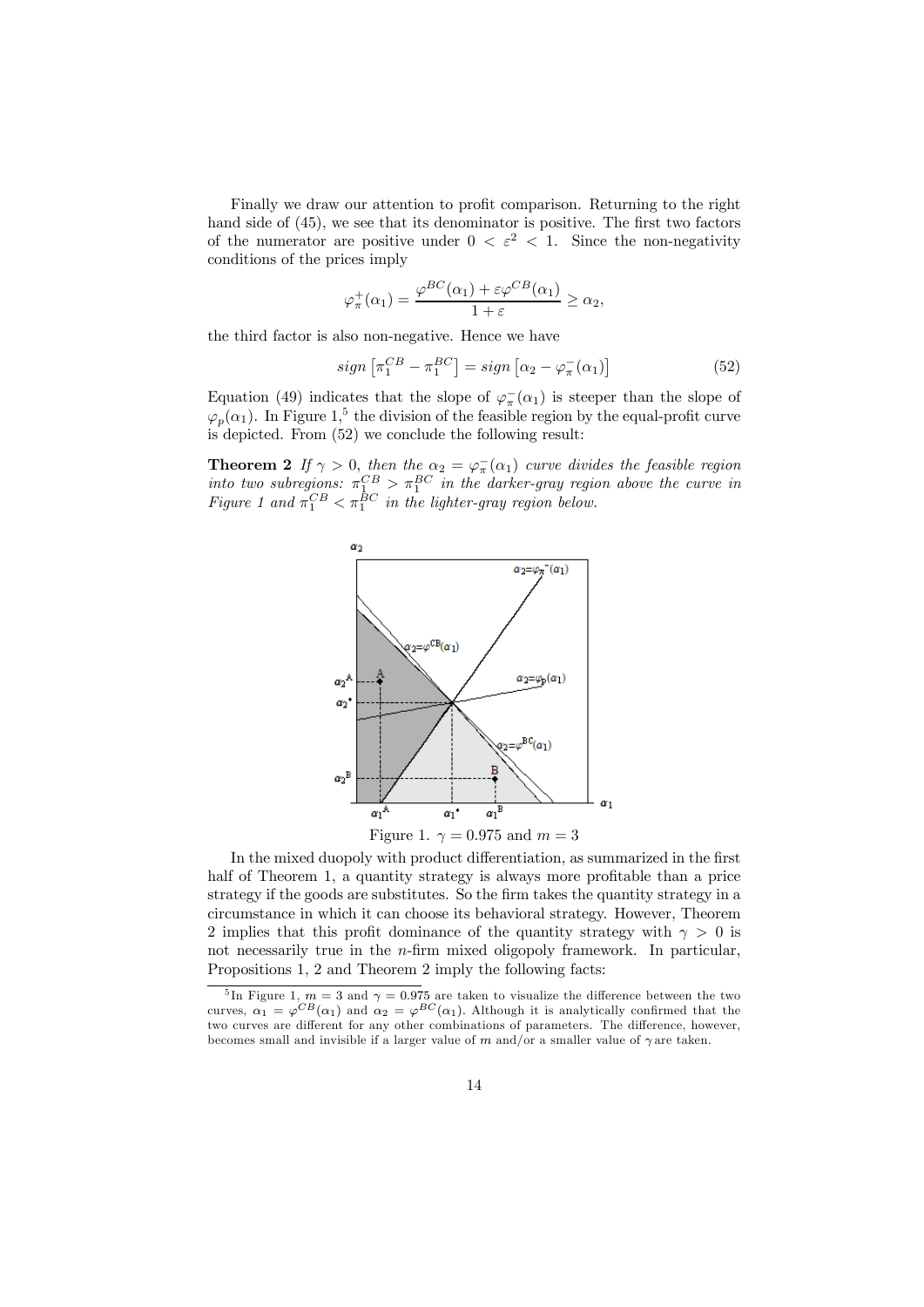Finally we draw our attention to profit comparison. Returning to the right hand side of (45), we see that its denominator is positive. The first two factors of the numerator are positive under $0 < \varepsilon^2 < 1$. Since the non-negativity conditions of the prices imply

$$\varphi_\pi^+(\alpha_1) = \frac{\varphi^{BC}(\alpha_1) + \varepsilon\varphi^{CB}(\alpha_1)}{1+\varepsilon} \geq \alpha_2,$$

the third factor is also non-negative. Hence we have

$$sign\left[\pi_1^{CB} - \pi_1^{BC}\right] = sign\left[\alpha_2 - \varphi_\pi^-(\alpha_1)\right] \tag{52}$$

Equation (49) indicates that the slope of $\varphi_\pi^-(\alpha_1)$ is steeper than the slope of $\varphi_p(\alpha_1)$. In Figure 1,[5] the division of the feasible region by the equal-profit curve is depicted. From (52) we conclude the following result:

**Theorem 2** *If $\gamma > 0$, then the $\alpha_2 = \varphi_\pi^-(\alpha_1)$ curve divides the feasible region into two subregions: $\pi_1^{CB} > \pi_1^{BC}$ in the darker-gray region above the curve in Figure 1 and $\pi_1^{CB} < \pi_1^{BC}$ in the lighter-gray region below.*

Figure 1. $\gamma = 0.975$ and $m = 3$

In the mixed duopoly with product differentiation, as summarized in the first half of Theorem 1, a quantity strategy is always more profitable than a price strategy if the goods are substitutes. So the firm takes the quantity strategy in a circumstance in which it can choose its behavioral strategy. However, Theorem 2 implies that this profit dominance of the quantity strategy with $\gamma > 0$ is not necessarily true in the $n$-firm mixed oligopoly framework. In particular, Propositions 1, 2 and Theorem 2 imply the following facts:

[5] In Figure 1, $m = 3$ and $\gamma = 0.975$ are taken to visualize the difference between the two curves, $\alpha_1 = \varphi^{CB}(\alpha_1)$ and $\alpha_2 = \varphi^{BC}(\alpha_1)$. Although it is analytically confirmed that the two curves are different for any other combinations of parameters. The difference, however, becomes small and invisible if a larger value of $m$ and/or a smaller value of $\gamma$ are taken.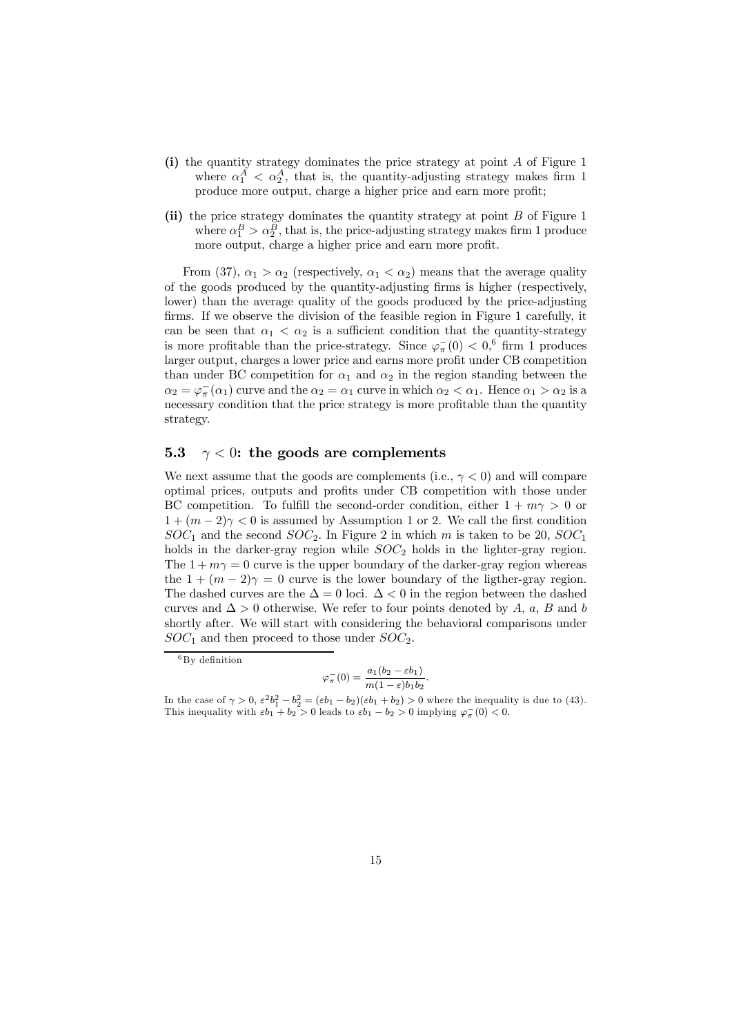- **(i)** the quantity strategy dominates the price strategy at point $A$ of Figure 1 where $\alpha_1^A < \alpha_2^A$, that is, the quantity-adjusting strategy makes firm 1 produce more output, charge a higher price and earn more profit;
- **(ii)** the price strategy dominates the quantity strategy at point $B$ of Figure 1 where $\alpha_1^B > \alpha_2^B$, that is, the price-adjusting strategy makes firm 1 produce more output, charge a higher price and earn more profit.

From (37), $\alpha_1 > \alpha_2$ (respectively, $\alpha_1 < \alpha_2$) means that the average quality of the goods produced by the quantity-adjusting firms is higher (respectively, lower) than the average quality of the goods produced by the price-adjusting firms. If we observe the division of the feasible region in Figure 1 carefully, it can be seen that $\alpha_1 < \alpha_2$ is a sufficient condition that the quantity-strategy is more profitable than the price-strategy. Since $\varphi_\pi^-(0) < 0$,[6] firm 1 produces larger output, charges a lower price and earns more profit under CB competition than under BC competition for $\alpha_1$ and $\alpha_2$ in the region standing between the $\alpha_2 = \varphi_\pi^-(\alpha_1)$ curve and the $\alpha_2 = \alpha_1$ curve in which $\alpha_2 < \alpha_1$. Hence $\alpha_1 > \alpha_2$ is a necessary condition that the price strategy is more profitable than the quantity strategy.

### 5.3 $\gamma < 0$: the goods are complements

We next assume that the goods are complements (i.e., $\gamma < 0$) and will compare optimal prices, outputs and profits under CB competition with those under BC competition. To fulfill the second-order condition, either $1 + m\gamma > 0$ or $1 + (m-2)\gamma < 0$ is assumed by Assumption 1 or 2. We call the first condition $SOC_1$ and the second $SOC_2$. In Figure 2 in which $m$ is taken to be 20, $SOC_1$ holds in the darker-gray region while $SOC_2$ holds in the lighter-gray region. The $1 + m\gamma = 0$ curve is the upper boundary of the darker-gray region whereas the $1 + (m-2)\gamma = 0$ curve is the lower boundary of the ligther-gray region. The dashed curves are the $\Delta = 0$ loci. $\Delta < 0$ in the region between the dashed curves and $\Delta > 0$ otherwise. We refer to four points denoted by $A$, $a$, $B$ and $b$ shortly after. We will start with considering the behavioral comparisons under $SOC_1$ and then proceed to those under $SOC_2$.

---

[6] By definition

$$\varphi_\pi^-(0) = \frac{a_1(b_2 - \varepsilon b_1)}{m(1-\varepsilon)b_1 b_2}.$$

In the case of $\gamma > 0$, $\varepsilon^2 b_1^2 - b_2^2 = (\varepsilon b_1 - b_2)(\varepsilon b_1 + b_2) > 0$ where the inequality is due to (43). This inequality with $\varepsilon b_1 + b_2 > 0$ leads to $\varepsilon b_1 - b_2 > 0$ implying $\varphi_\pi^-(0) < 0$.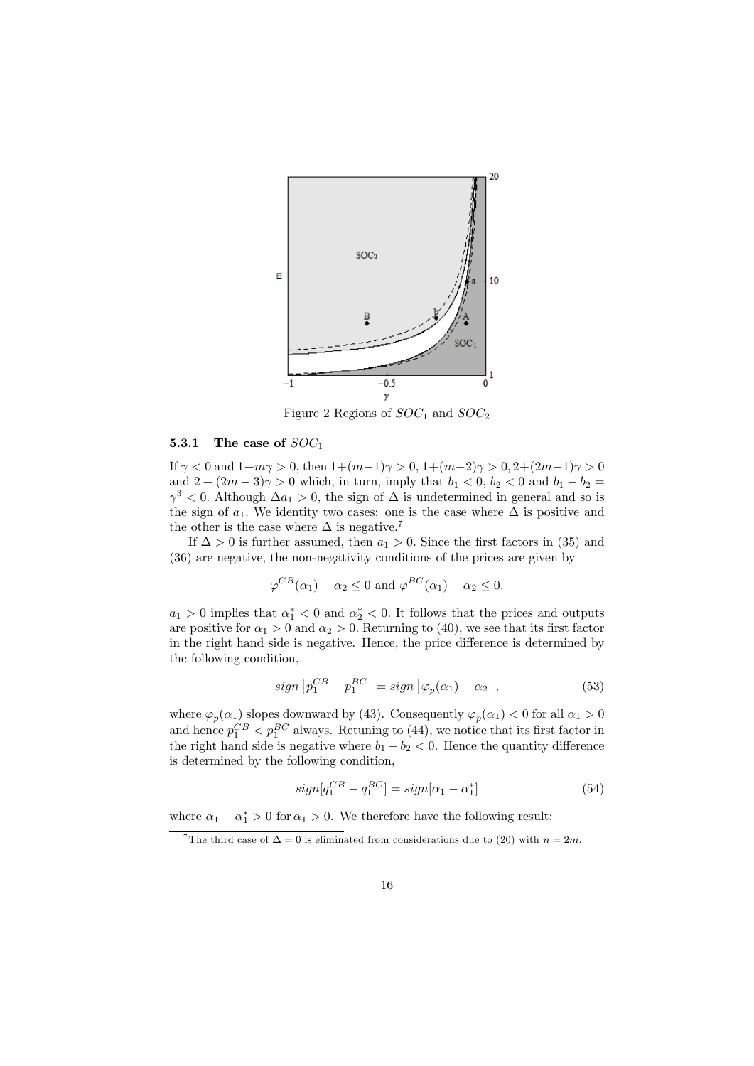Figure 2 Regions of $SOC_1$ and $SOC_2$

### 5.3.1 The case of $SOC_1$

If $\gamma < 0$ and $1+m\gamma > 0$, then $1+(m-1)\gamma > 0$, $1+(m-2)\gamma > 0$, $2+(2m-1)\gamma > 0$ and $2+(2m-3)\gamma > 0$ which, in turn, imply that $b_1 < 0$, $b_2 < 0$ and $b_1 - b_2 = \gamma^3 < 0$. Although $\Delta a_1 > 0$, the sign of $\Delta$ is undetermined in general and so is the sign of $a_1$. We identity two cases: one is the case where $\Delta$ is positive and the other is the case where $\Delta$ is negative.[7]

If $\Delta > 0$ is further assumed, then $a_1 > 0$. Since the first factors in (35) and (36) are negative, the non-negativity conditions of the prices are given by

$$\varphi^{CB}(\alpha_1) - \alpha_2 \leq 0 \text{ and } \varphi^{BC}(\alpha_1) - \alpha_2 \leq 0.$$

$a_1 > 0$ implies that $\alpha_1^* < 0$ and $\alpha_2^* < 0$. It follows that the prices and outputs are positive for $\alpha_1 > 0$ and $\alpha_2 > 0$. Returning to (40), we see that its first factor in the right hand side is negative. Hence, the price difference is determined by the following condition,

$$sign\left[p_1^{CB} - p_1^{BC}\right] = sign\left[\varphi_p(\alpha_1) - \alpha_2\right], \tag{53}$$

where $\varphi_p(\alpha_1)$ slopes downward by (43). Consequently $\varphi_p(\alpha_1) < 0$ for all $\alpha_1 > 0$ and hence $p_1^{CB} < p_1^{BC}$ always. Retuning to (44), we notice that its first factor in the right hand side is negative where $b_1 - b_2 < 0$. Hence the quantity difference is determined by the following condition,

$$sign[q_1^{CB} - q_1^{BC}] = sign[\alpha_1 - \alpha_1^*] \tag{54}$$

where $\alpha_1 - \alpha_1^* > 0$ for $\alpha_1 > 0$. We therefore have the following result:

[7] The third case of $\Delta = 0$ is eliminated from considerations due to (20) with $n = 2m$.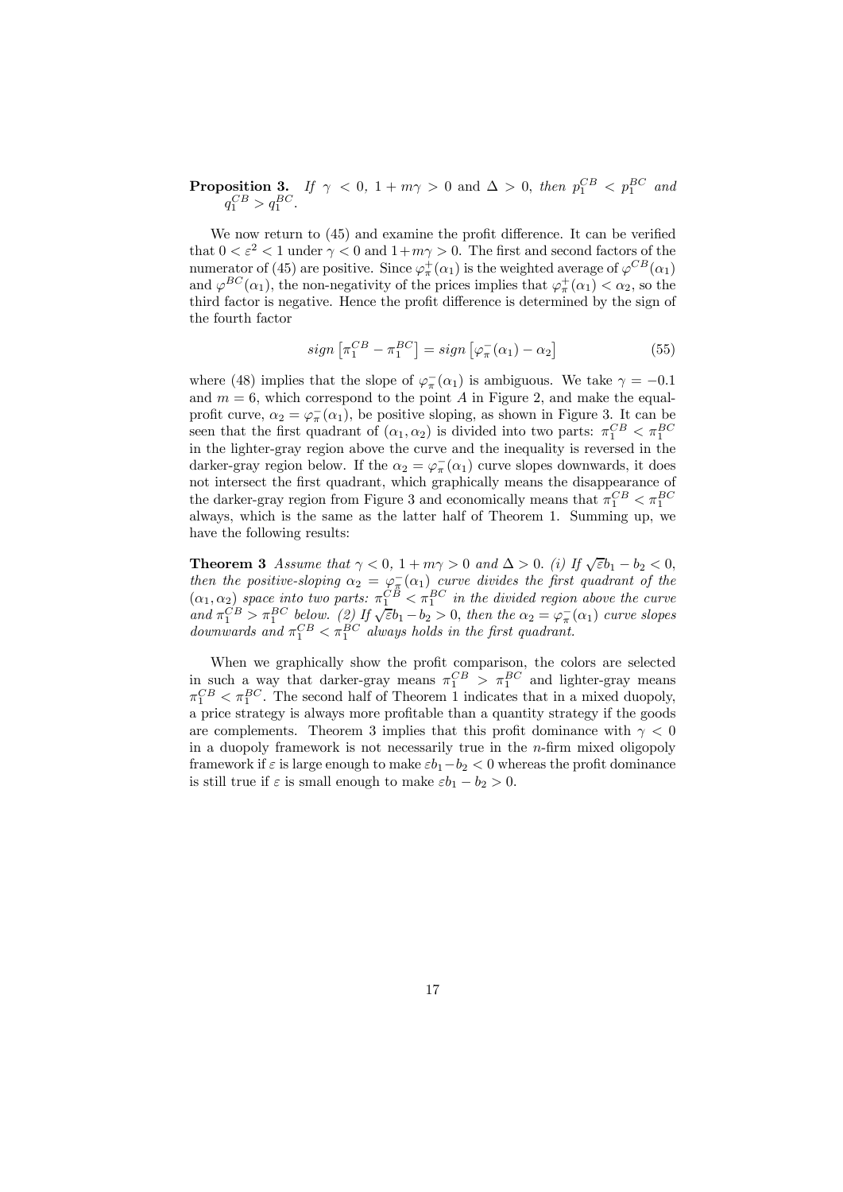**Proposition 3.** *If* $\gamma < 0$, $1 + m\gamma > 0$ and $\Delta > 0$, *then* $p_1^{CB} < p_1^{BC}$ *and* $q_1^{CB} > q_1^{BC}$.

We now return to (45) and examine the profit difference. It can be verified that $0 < \varepsilon^2 < 1$ under $\gamma < 0$ and $1+m\gamma > 0$. The first and second factors of the numerator of (45) are positive. Since $\varphi_\pi^+(\alpha_1)$ is the weighted average of $\varphi^{CB}(\alpha_1)$ and $\varphi^{BC}(\alpha_1)$, the non-negativity of the prices implies that $\varphi_\pi^+(\alpha_1) < \alpha_2$, so the third factor is negative. Hence the profit difference is determined by the sign of the fourth factor

$$sign\left[\pi_1^{CB} - \pi_1^{BC}\right] = sign\left[\varphi_\pi^-(\alpha_1) - \alpha_2\right] \tag{55}$$

where (48) implies that the slope of $\varphi_\pi^-(\alpha_1)$ is ambiguous. We take $\gamma = -0.1$ and $m = 6$, which correspond to the point $A$ in Figure 2, and make the equal-profit curve, $\alpha_2 = \varphi_\pi^-(\alpha_1)$, be positive sloping, as shown in Figure 3. It can be seen that the first quadrant of $(\alpha_1, \alpha_2)$ is divided into two parts: $\pi_1^{CB} < \pi_1^{BC}$ in the lighter-gray region above the curve and the inequality is reversed in the darker-gray region below. If the $\alpha_2 = \varphi_\pi^-(\alpha_1)$ curve slopes downwards, it does not intersect the first quadrant, which graphically means the disappearance of the darker-gray region from Figure 3 and economically means that $\pi_1^{CB} < \pi_1^{BC}$ always, which is the same as the latter half of Theorem 1. Summing up, we have the following results:

**Theorem 3** *Assume that* $\gamma < 0$, $1 + m\gamma > 0$ *and* $\Delta > 0$. *(i) If* $\sqrt{\varepsilon}b_1 - b_2 < 0$, *then the positive-sloping* $\alpha_2 = \varphi_\pi^-(\alpha_1)$ *curve divides the first quadrant of the* $(\alpha_1, \alpha_2)$ *space into two parts:* $\pi_1^{CB} < \pi_1^{BC}$ *in the divided region above the curve and* $\pi_1^{CB} > \pi_1^{BC}$ *below. (2) If* $\sqrt{\varepsilon}b_1 - b_2 > 0$, *then the* $\alpha_2 = \varphi_\pi^-(\alpha_1)$ *curve slopes downwards and* $\pi_1^{CB} < \pi_1^{BC}$ *always holds in the first quadrant.*

When we graphically show the profit comparison, the colors are selected in such a way that darker-gray means $\pi_1^{CB} > \pi_1^{BC}$ and lighter-gray means $\pi_1^{CB} < \pi_1^{BC}$. The second half of Theorem 1 indicates that in a mixed duopoly, a price strategy is always more profitable than a quantity strategy if the goods are complements. Theorem 3 implies that this profit dominance with $\gamma < 0$ in a duopoly framework is not necessarily true in the $n$-firm mixed oligopoly framework if $\varepsilon$ is large enough to make $\varepsilon b_1 - b_2 < 0$ whereas the profit dominance is still true if $\varepsilon$ is small enough to make $\varepsilon b_1 - b_2 > 0$.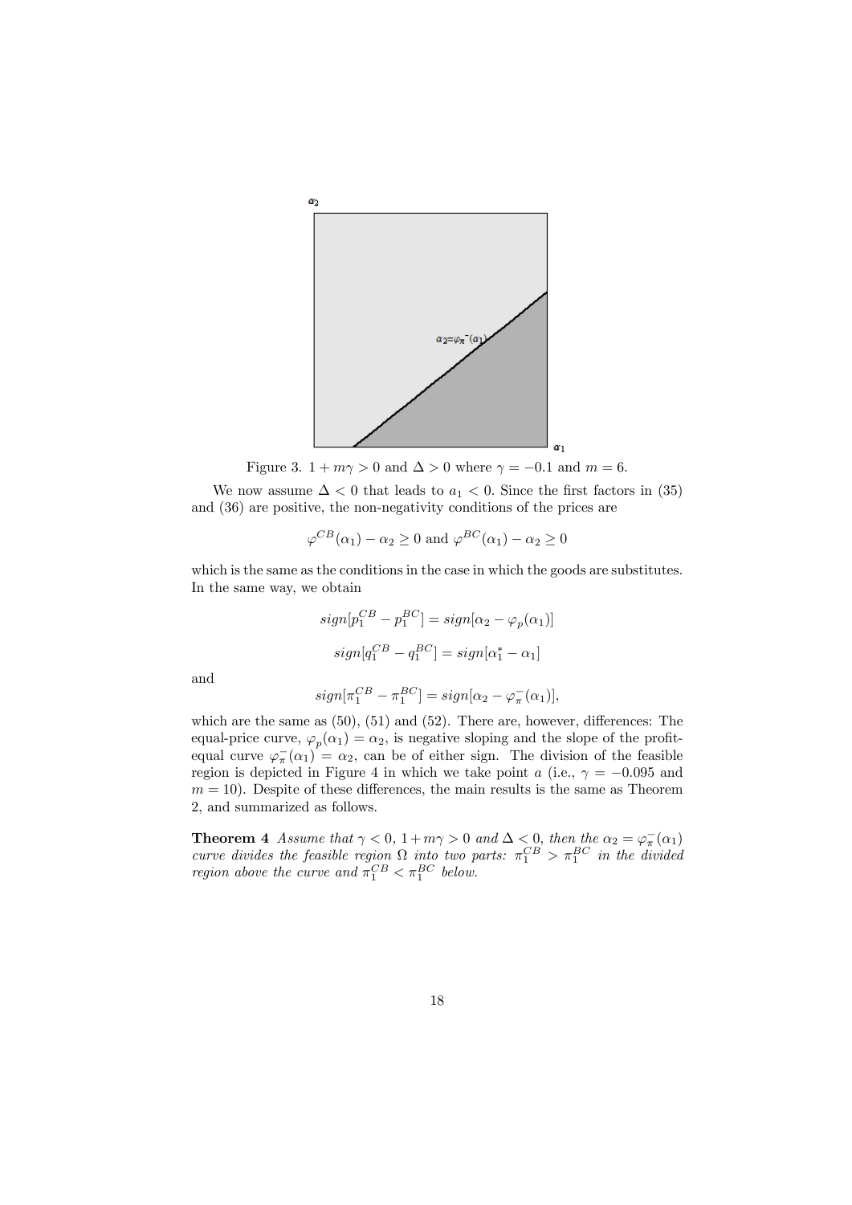Figure 3. $1 + m\gamma > 0$ and $\Delta > 0$ where $\gamma = -0.1$ and $m = 6$.

We now assume $\Delta < 0$ that leads to $a_1 < 0$. Since the first factors in (35) and (36) are positive, the non-negativity conditions of the prices are

$$\varphi^{CB}(\alpha_1) - \alpha_2 \geq 0 \text{ and } \varphi^{BC}(\alpha_1) - \alpha_2 \geq 0$$

which is the same as the conditions in the case in which the goods are substitutes. In the same way, we obtain

$$sign[p_1^{CB} - p_1^{BC}] = sign[\alpha_2 - \varphi_p(\alpha_1)]$$

$$sign[q_1^{CB} - q_1^{BC}] = sign[\alpha_1^* - \alpha_1]$$

and

$$sign[\pi_1^{CB} - \pi_1^{BC}] = sign[\alpha_2 - \varphi_\pi^-(\alpha_1)],$$

which are the same as (50), (51) and (52). There are, however, differences: The equal-price curve, $\varphi_p(\alpha_1) = \alpha_2$, is negative sloping and the slope of the profit-equal curve $\varphi_\pi^-(\alpha_1) = \alpha_2$, can be of either sign. The division of the feasible region is depicted in Figure 4 in which we take point $a$ (i.e., $\gamma = -0.095$ and $m = 10$). Despite of these differences, the main results is the same as Theorem 2, and summarized as follows.

**Theorem 4** *Assume that $\gamma < 0$, $1 + m\gamma > 0$ and $\Delta < 0$, then the $\alpha_2 = \varphi_\pi^-(\alpha_1)$ curve divides the feasible region $\Omega$ into two parts: $\pi_1^{CB} > \pi_1^{BC}$ in the divided region above the curve and $\pi_1^{CB} < \pi_1^{BC}$ below.*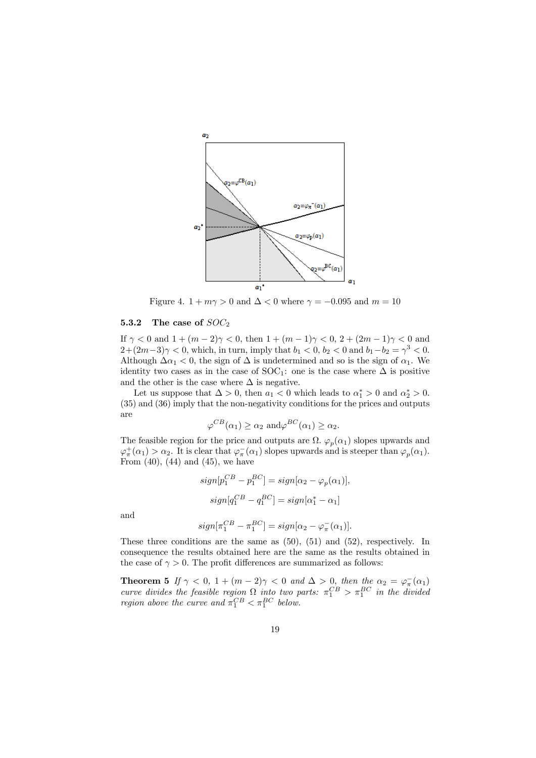Figure 4. $1 + m\gamma > 0$ and $\Delta < 0$ where $\gamma = -0.095$ and $m = 10$

### 5.3.2 The case of $SOC_2$

If $\gamma < 0$ and $1 + (m-2)\gamma < 0$, then $1 + (m-1)\gamma < 0$, $2 + (2m-1)\gamma < 0$ and $2+(2m-3)\gamma < 0$, which, in turn, imply that $b_1 < 0$, $b_2 < 0$ and $b_1 - b_2 = \gamma^3 < 0$. Although $\Delta\alpha_1 < 0$, the sign of $\Delta$ is undetermined and so is the sign of $\alpha_1$. We identity two cases as in the case of $\mathrm{SOC}_1$: one is the case where $\Delta$ is positive and the other is the case where $\Delta$ is negative.

Let us suppose that $\Delta > 0$, then $a_1 < 0$ which leads to $\alpha_1^* > 0$ and $\alpha_2^* > 0$. (35) and (36) imply that the non-negativity conditions for the prices and outputs are

$$\varphi^{CB}(\alpha_1) \geq \alpha_2 \text{ and} \varphi^{BC}(\alpha_1) \geq \alpha_2.$$

The feasible region for the price and outputs are $\Omega$. $\varphi_p(\alpha_1)$ slopes upwards and $\varphi_\pi^+(\alpha_1) > \alpha_2$. It is clear that $\varphi_\pi^-(\alpha_1)$ slopes upwards and is steeper than $\varphi_p(\alpha_1)$. From (40), (44) and (45), we have

$$sign[p_1^{CB} - p_1^{BC}] = sign[\alpha_2 - \varphi_p(\alpha_1)],$$

$$sign[q_1^{CB} - q_1^{BC}] = sign[\alpha_1^* - \alpha_1]$$

and

$$sign[\pi_1^{CB} - \pi_1^{BC}] = sign[\alpha_2 - \varphi_\pi^-(\alpha_1)].$$

These three conditions are the same as (50), (51) and (52), respectively. In consequence the results obtained here are the same as the results obtained in the case of $\gamma > 0$. The profit differences are summarized as follows:

**Theorem 5** *If $\gamma < 0$, $1 + (m-2)\gamma < 0$ and $\Delta > 0$, then the $\alpha_2 = \varphi_\pi^-(\alpha_1)$ curve divides the feasible region $\Omega$ into two parts: $\pi_1^{CB} > \pi_1^{BC}$ in the divided region above the curve and $\pi_1^{CB} < \pi_1^{BC}$ below.*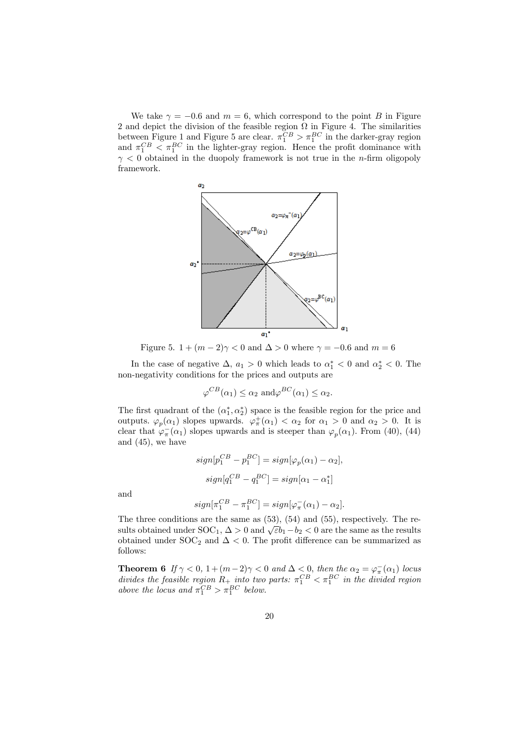We take $\gamma = -0.6$ and $m = 6$, which correspond to the point $B$ in Figure 2 and depict the division of the feasible region $\Omega$ in Figure 4. The similarities between Figure 1 and Figure 5 are clear. $\pi_1^{CB} > \pi_1^{BC}$ in the darker-gray region and $\pi_1^{CB} < \pi_1^{BC}$ in the lighter-gray region. Hence the profit dominance with $\gamma < 0$ obtained in the duopoly framework is not true in the $n$-firm oligopoly framework.

Figure 5. $1 + (m-2)\gamma < 0$ and $\Delta > 0$ where $\gamma = -0.6$ and $m = 6$

In the case of negative $\Delta$, $a_1 > 0$ which leads to $\alpha_1^* < 0$ and $\alpha_2^* < 0$. The non-negativity conditions for the prices and outputs are

$$\varphi^{CB}(\alpha_1) \leq \alpha_2 \text{ and} \varphi^{BC}(\alpha_1) \leq \alpha_2.$$

The first quadrant of the $(\alpha_1^*, \alpha_2^*)$ space is the feasible region for the price and outputs. $\varphi_p(\alpha_1)$ slopes upwards. $\varphi_\pi^+(\alpha_1) < \alpha_2$ for $\alpha_1 > 0$ and $\alpha_2 > 0$. It is clear that $\varphi_\pi^-(\alpha_1)$ slopes upwards and is steeper than $\varphi_p(\alpha_1)$. From (40), (44) and (45), we have

$$sign[p_1^{CB} - p_1^{BC}] = sign[\varphi_p(\alpha_1) - \alpha_2],$$

$$sign[q_1^{CB} - q_1^{BC}] = sign[\alpha_1 - \alpha_1^*]$$

and

$$sign[\pi_1^{CB} - \pi_1^{BC}] = sign[\varphi_\pi^-(\alpha_1) - \alpha_2].$$

The three conditions are the same as (53), (54) and (55), respectively. The results obtained under SOC$_1$, $\Delta > 0$ and $\sqrt{\varepsilon}b_1 - b_2 < 0$ are the same as the results obtained under SOC$_2$ and $\Delta < 0$. The profit difference can be summarized as follows:

**Theorem 6** *If $\gamma < 0$, $1+(m-2)\gamma < 0$ and $\Delta < 0$, then the $\alpha_2 = \varphi_\pi^-(\alpha_1)$ locus divides the feasible region $R_+$ into two parts: $\pi_1^{CB} < \pi_1^{BC}$ in the divided region above the locus and $\pi_1^{CB} > \pi_1^{BC}$ below.*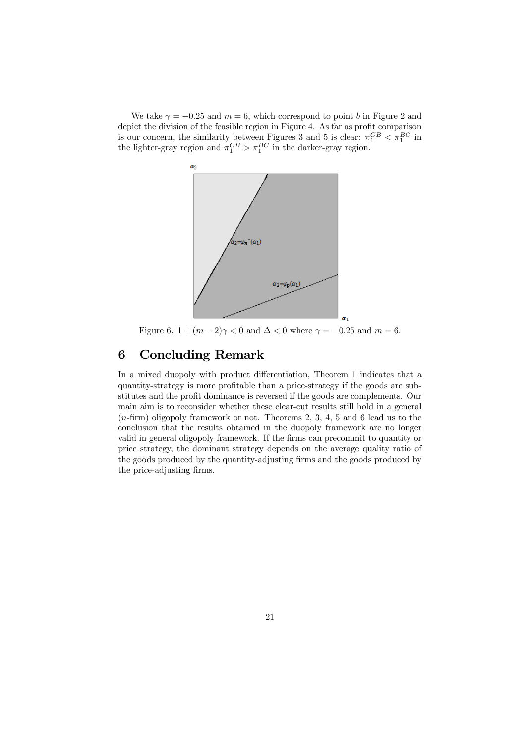We take $\gamma = -0.25$ and $m = 6$, which correspond to point $b$ in Figure 2 and depict the division of the feasible region in Figure 4. As far as profit comparison is our concern, the similarity between Figures 3 and 5 is clear: $\pi_1^{CB} < \pi_1^{BC}$ in the lighter-gray region and $\pi_1^{CB} > \pi_1^{BC}$ in the darker-gray region.

Figure 6. $1 + (m-2)\gamma < 0$ and $\Delta < 0$ where $\gamma = -0.25$ and $m = 6$.

## 6 Concluding Remark

In a mixed duopoly with product differentiation, Theorem 1 indicates that a quantity-strategy is more profitable than a price-strategy if the goods are substitutes and the profit dominance is reversed if the goods are complements. Our main aim is to reconsider whether these clear-cut results still hold in a general ($n$-firm) oligopoly framework or not. Theorems 2, 3, 4, 5 and 6 lead us to the conclusion that the results obtained in the duopoly framework are no longer valid in general oligopoly framework. If the firms can precommit to quantity or price strategy, the dominant strategy depends on the average quality ratio of the goods produced by the quantity-adjusting firms and the goods produced by the price-adjusting firms.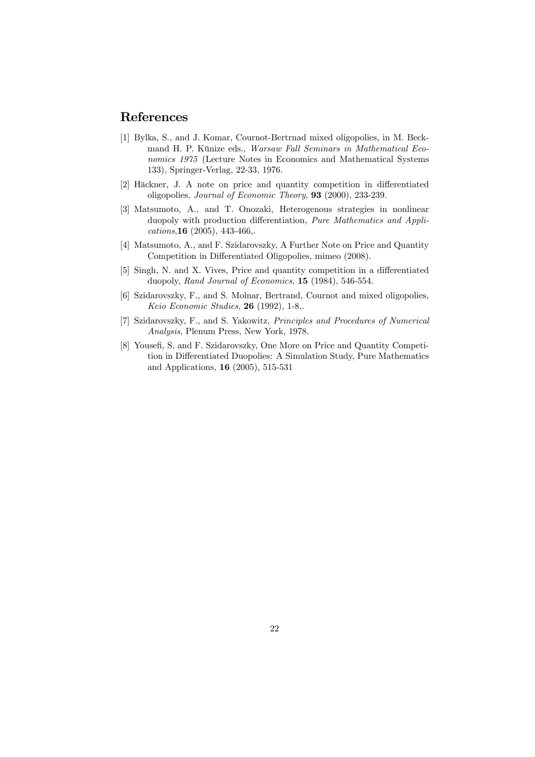## References

[1] Bylka, S., and J. Komar, Cournot-Bertrnad mixed oligopolies, in M. Beckmand H. P. Künize eds., *Warsaw Fall Seminars in Mathematical Economics 1975* (Lecture Notes in Economics and Mathematical Systems 133), Springer-Verlag, 22-33, 1976.

[2] Häckner, J. A note on price and quantity competition in differentiated oligopolies, *Journal of Economic Theory*, **93** (2000), 233-239.

[3] Matsumoto, A., and T. Onozaki, Heterogenous strategies in nonlinear duopoly with production differentiation, *Pure Mathematics and Applications*,**16** (2005), 443-466,.

[4] Matsumoto, A., and F. Szidarovszky, A Further Note on Price and Quantity Competition in Differentiated Oligopolies, mimeo (2008).

[5] Singh, N. and X. Vives, Price and quantity competition in a differentiated duopoly, *Rand Journal of Economics*, **15** (1984), 546-554.

[6] Szidarovszky, F., and S. Molnar, Bertrand, Cournot and mixed oligopolies, *Keio Economic Studies*, **26** (1992), 1-8,.

[7] Szidarovszky, F., and S. Yakowitz, *Principles and Procedures of Numerical Analysis*, Plenum Press, New York, 1978.

[8] Yousefi, S. and F. Szidarovszky, One More on Price and Quantity Competition in Differentiated Duopolies: A Simulation Study, Pure Mathematics and Applications, **16** (2005), 515-531